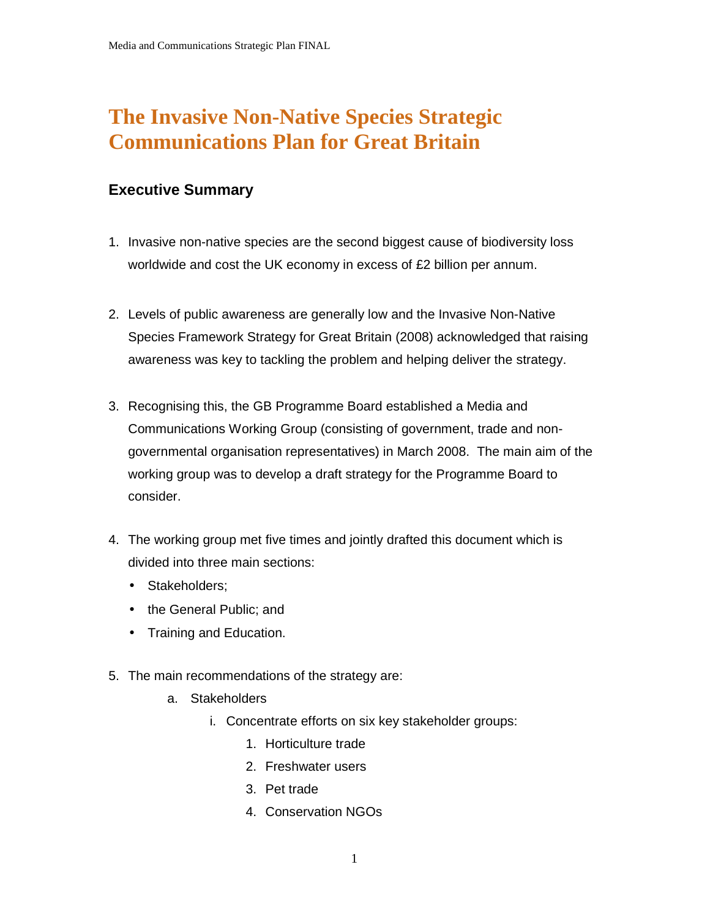# The Invasive Non-Native Species Strategic Communications Plan for Great Britain

## Executive Summary

1. Invasive non-native species are the second biggest cause of biodiversity loss worldwide and cost the UK economy in excess of £2 billion per annum.

2. Levels of public awareness are generally low and the Invasive Non-Native Species Framework Strategy for Great Britain (2008) acknowledged that raising awareness was key to tackling the problem and helping deliver the strategy.

3. Recognising this, the GB Programme Board established a Media and Communications Working Group (consisting of government, trade and non-governmental organisation representatives) in March 2008. The main aim of the working group was to develop a draft strategy for the Programme Board to consider.

4. The working group met five times and jointly drafted this document which is divided into three main sections:
   - Stakeholders;
   - the General Public; and
   - Training and Education.

5. The main recommendations of the strategy are:
   a. Stakeholders
      i. Concentrate efforts on six key stakeholder groups:
         1. Horticulture trade
         2. Freshwater users
         3. Pet trade
         4. Conservation NGOs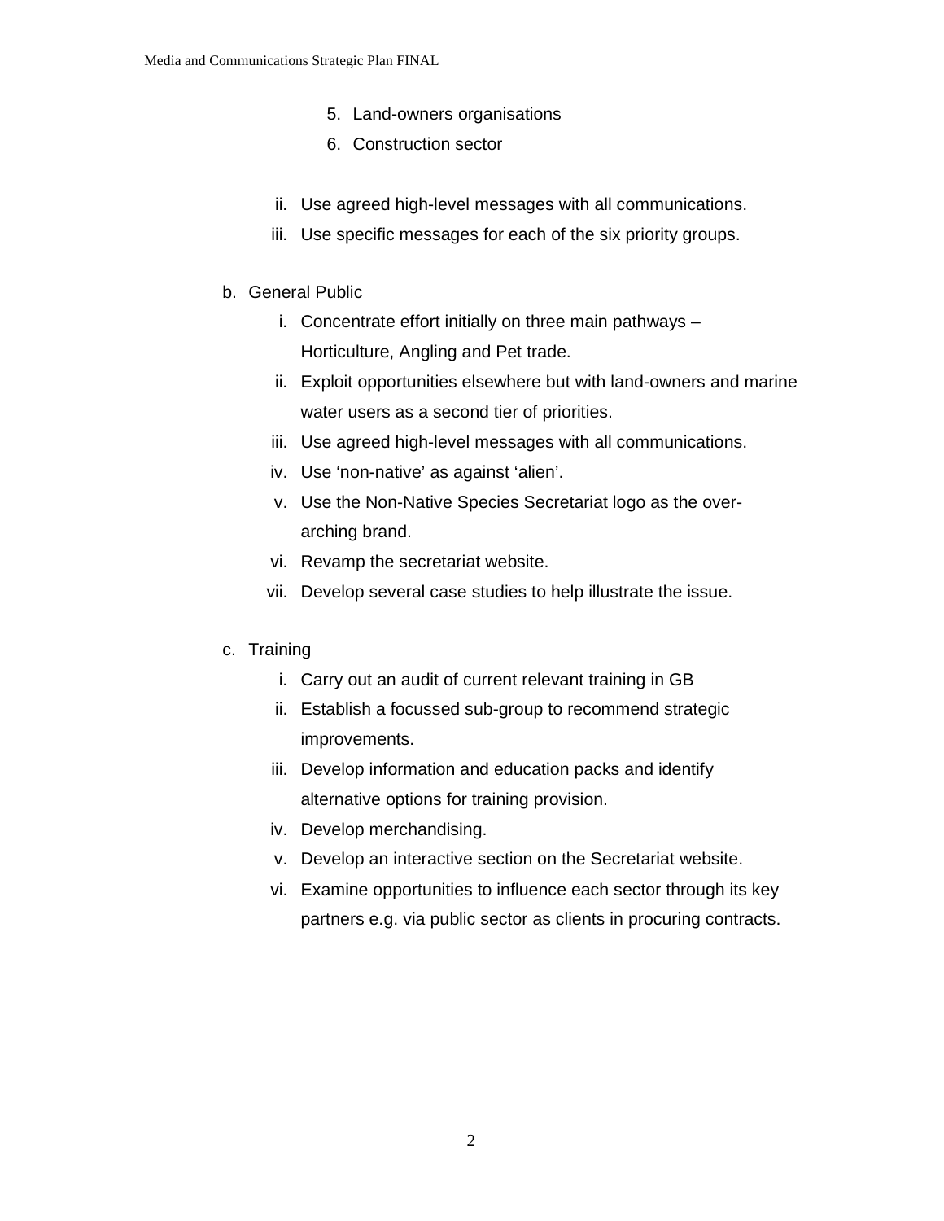5. Land-owners organisations
6. Construction sector

ii. Use agreed high-level messages with all communications.
iii. Use specific messages for each of the six priority groups.

b. General Public
   i. Concentrate effort initially on three main pathways – Horticulture, Angling and Pet trade.
   ii. Exploit opportunities elsewhere but with land-owners and marine water users as a second tier of priorities.
   iii. Use agreed high-level messages with all communications.
   iv. Use ‘non-native’ as against ‘alien’.
   v. Use the Non-Native Species Secretariat logo as the over-arching brand.
   vi. Revamp the secretariat website.
   vii. Develop several case studies to help illustrate the issue.

c. Training
   i. Carry out an audit of current relevant training in GB
   ii. Establish a focussed sub-group to recommend strategic improvements.
   iii. Develop information and education packs and identify alternative options for training provision.
   iv. Develop merchandising.
   v. Develop an interactive section on the Secretariat website.
   vi. Examine opportunities to influence each sector through its key partners e.g. via public sector as clients in procuring contracts.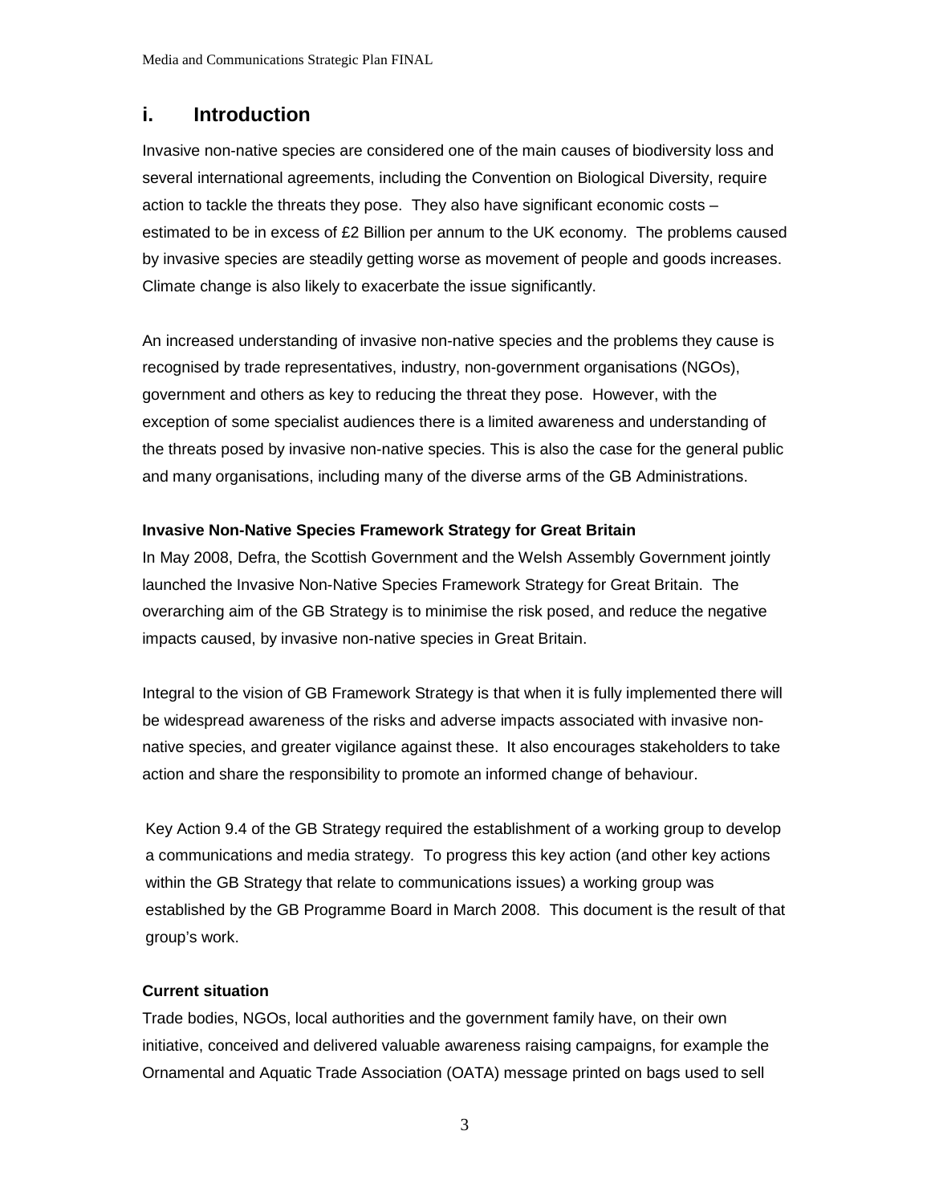## i. Introduction

Invasive non-native species are considered one of the main causes of biodiversity loss and several international agreements, including the Convention on Biological Diversity, require action to tackle the threats they pose. They also have significant economic costs – estimated to be in excess of £2 Billion per annum to the UK economy. The problems caused by invasive species are steadily getting worse as movement of people and goods increases. Climate change is also likely to exacerbate the issue significantly.

An increased understanding of invasive non-native species and the problems they cause is recognised by trade representatives, industry, non-government organisations (NGOs), government and others as key to reducing the threat they pose. However, with the exception of some specialist audiences there is a limited awareness and understanding of the threats posed by invasive non-native species. This is also the case for the general public and many organisations, including many of the diverse arms of the GB Administrations.

**Invasive Non-Native Species Framework Strategy for Great Britain**

In May 2008, Defra, the Scottish Government and the Welsh Assembly Government jointly launched the Invasive Non-Native Species Framework Strategy for Great Britain. The overarching aim of the GB Strategy is to minimise the risk posed, and reduce the negative impacts caused, by invasive non-native species in Great Britain.

Integral to the vision of GB Framework Strategy is that when it is fully implemented there will be widespread awareness of the risks and adverse impacts associated with invasive non-native species, and greater vigilance against these. It also encourages stakeholders to take action and share the responsibility to promote an informed change of behaviour.

Key Action 9.4 of the GB Strategy required the establishment of a working group to develop a communications and media strategy. To progress this key action (and other key actions within the GB Strategy that relate to communications issues) a working group was established by the GB Programme Board in March 2008. This document is the result of that group's work.

**Current situation**

Trade bodies, NGOs, local authorities and the government family have, on their own initiative, conceived and delivered valuable awareness raising campaigns, for example the Ornamental and Aquatic Trade Association (OATA) message printed on bags used to sell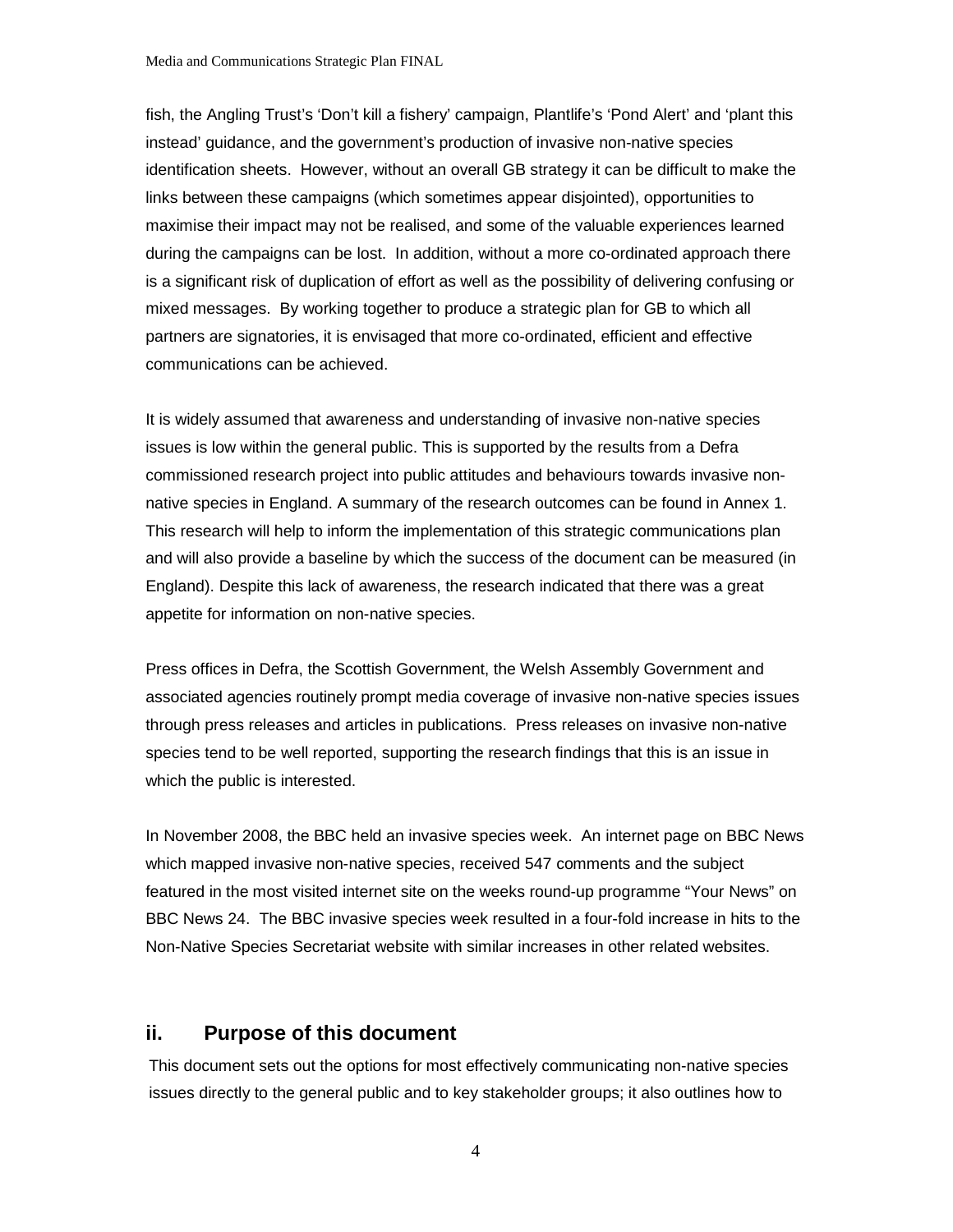fish, the Angling Trust's 'Don't kill a fishery' campaign, Plantlife's 'Pond Alert' and 'plant this instead' guidance, and the government's production of invasive non-native species identification sheets. However, without an overall GB strategy it can be difficult to make the links between these campaigns (which sometimes appear disjointed), opportunities to maximise their impact may not be realised, and some of the valuable experiences learned during the campaigns can be lost. In addition, without a more co-ordinated approach there is a significant risk of duplication of effort as well as the possibility of delivering confusing or mixed messages. By working together to produce a strategic plan for GB to which all partners are signatories, it is envisaged that more co-ordinated, efficient and effective communications can be achieved.

It is widely assumed that awareness and understanding of invasive non-native species issues is low within the general public. This is supported by the results from a Defra commissioned research project into public attitudes and behaviours towards invasive non-native species in England. A summary of the research outcomes can be found in Annex 1. This research will help to inform the implementation of this strategic communications plan and will also provide a baseline by which the success of the document can be measured (in England). Despite this lack of awareness, the research indicated that there was a great appetite for information on non-native species.

Press offices in Defra, the Scottish Government, the Welsh Assembly Government and associated agencies routinely prompt media coverage of invasive non-native species issues through press releases and articles in publications. Press releases on invasive non-native species tend to be well reported, supporting the research findings that this is an issue in which the public is interested.

In November 2008, the BBC held an invasive species week. An internet page on BBC News which mapped invasive non-native species, received 547 comments and the subject featured in the most visited internet site on the weeks round-up programme "Your News" on BBC News 24. The BBC invasive species week resulted in a four-fold increase in hits to the Non-Native Species Secretariat website with similar increases in other related websites.

## ii. Purpose of this document

This document sets out the options for most effectively communicating non-native species issues directly to the general public and to key stakeholder groups; it also outlines how to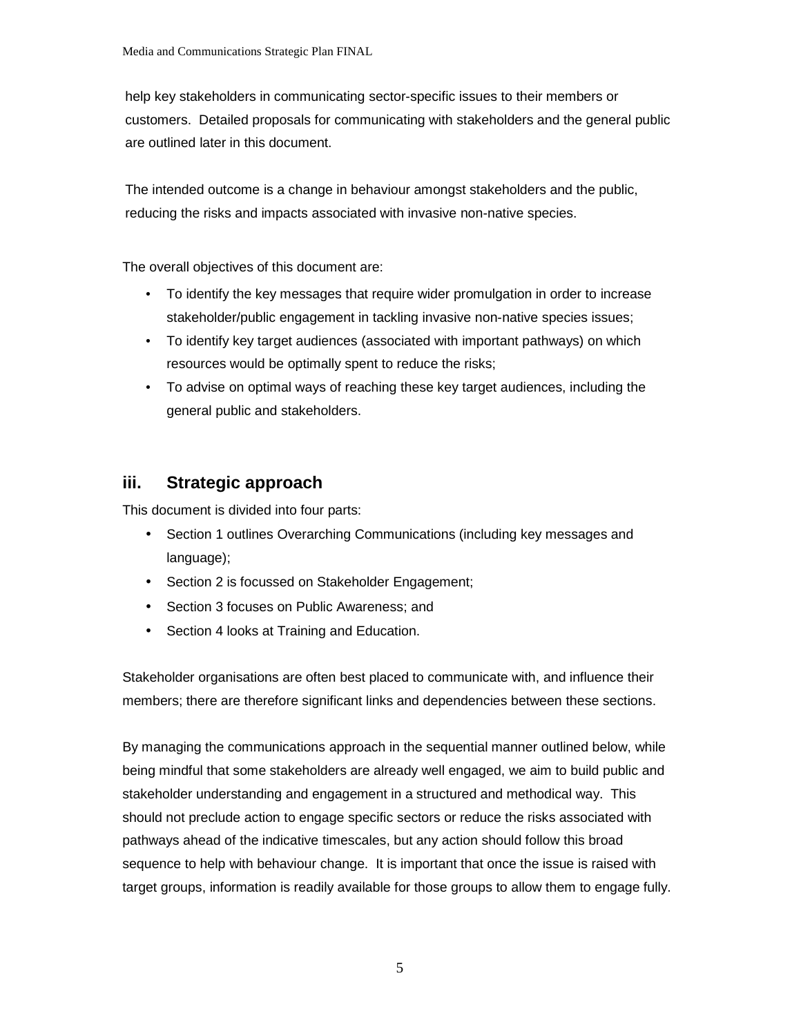help key stakeholders in communicating sector-specific issues to their members or customers. Detailed proposals for communicating with stakeholders and the general public are outlined later in this document.

The intended outcome is a change in behaviour amongst stakeholders and the public, reducing the risks and impacts associated with invasive non-native species.

The overall objectives of this document are:

- To identify the key messages that require wider promulgation in order to increase stakeholder/public engagement in tackling invasive non-native species issues;
- To identify key target audiences (associated with important pathways) on which resources would be optimally spent to reduce the risks;
- To advise on optimal ways of reaching these key target audiences, including the general public and stakeholders.

## iii. Strategic approach

This document is divided into four parts:

- Section 1 outlines Overarching Communications (including key messages and language);
- Section 2 is focussed on Stakeholder Engagement;
- Section 3 focuses on Public Awareness; and
- Section 4 looks at Training and Education.

Stakeholder organisations are often best placed to communicate with, and influence their members; there are therefore significant links and dependencies between these sections.

By managing the communications approach in the sequential manner outlined below, while being mindful that some stakeholders are already well engaged, we aim to build public and stakeholder understanding and engagement in a structured and methodical way. This should not preclude action to engage specific sectors or reduce the risks associated with pathways ahead of the indicative timescales, but any action should follow this broad sequence to help with behaviour change. It is important that once the issue is raised with target groups, information is readily available for those groups to allow them to engage fully.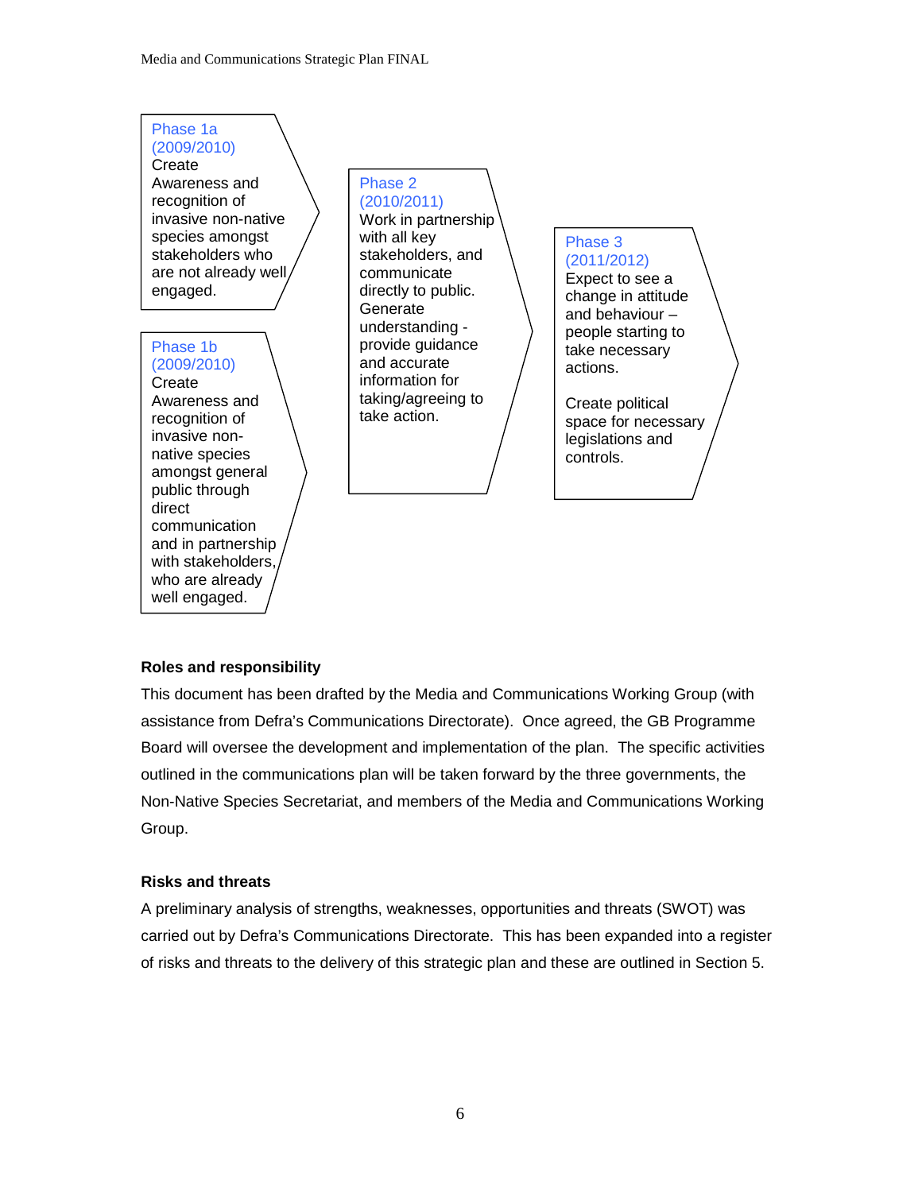**Phase 1a (2009/2010)**
Create Awareness and recognition of invasive non-native species amongst stakeholders who are not already well engaged.

**Phase 1b (2009/2010)**
Create Awareness and recognition of invasive non-native species amongst general public through direct communication and in partnership with stakeholders, who are already well engaged.

**Phase 2 (2010/2011)**
Work in partnership with all key stakeholders, and communicate directly to public. Generate understanding - provide guidance and accurate information for taking/agreeing to take action.

**Phase 3 (2011/2012)**
Expect to see a change in attitude and behaviour – people starting to take necessary actions.

Create political space for necessary legislations and controls.

**Roles and responsibility**

This document has been drafted by the Media and Communications Working Group (with assistance from Defra's Communications Directorate). Once agreed, the GB Programme Board will oversee the development and implementation of the plan. The specific activities outlined in the communications plan will be taken forward by the three governments, the Non-Native Species Secretariat, and members of the Media and Communications Working Group.

**Risks and threats**

A preliminary analysis of strengths, weaknesses, opportunities and threats (SWOT) was carried out by Defra's Communications Directorate. This has been expanded into a register of risks and threats to the delivery of this strategic plan and these are outlined in Section 5.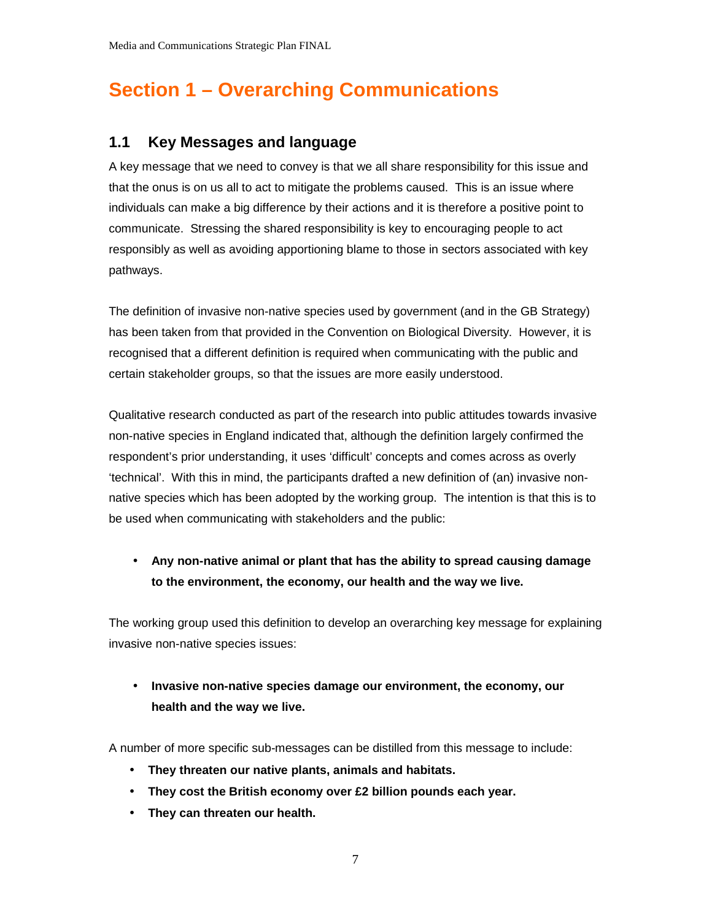# Section 1 – Overarching Communications

## 1.1 Key Messages and language

A key message that we need to convey is that we all share responsibility for this issue and that the onus is on us all to act to mitigate the problems caused. This is an issue where individuals can make a big difference by their actions and it is therefore a positive point to communicate. Stressing the shared responsibility is key to encouraging people to act responsibly as well as avoiding apportioning blame to those in sectors associated with key pathways.

The definition of invasive non-native species used by government (and in the GB Strategy) has been taken from that provided in the Convention on Biological Diversity. However, it is recognised that a different definition is required when communicating with the public and certain stakeholder groups, so that the issues are more easily understood.

Qualitative research conducted as part of the research into public attitudes towards invasive non-native species in England indicated that, although the definition largely confirmed the respondent's prior understanding, it uses 'difficult' concepts and comes across as overly 'technical'. With this in mind, the participants drafted a new definition of (an) invasive non-native species which has been adopted by the working group. The intention is that this is to be used when communicating with stakeholders and the public:

- **Any non-native animal or plant that has the ability to spread causing damage to the environment, the economy, our health and the way we live.**

The working group used this definition to develop an overarching key message for explaining invasive non-native species issues:

- **Invasive non-native species damage our environment, the economy, our health and the way we live.**

A number of more specific sub-messages can be distilled from this message to include:

- **They threaten our native plants, animals and habitats.**
- **They cost the British economy over £2 billion pounds each year.**
- **They can threaten our health.**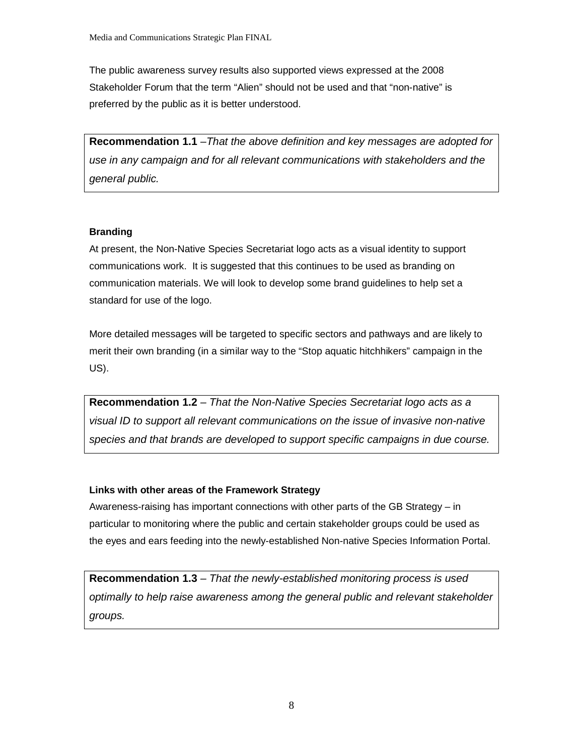The public awareness survey results also supported views expressed at the 2008 Stakeholder Forum that the term "Alien" should not be used and that "non-native" is preferred by the public as it is better understood.

**Recommendation 1.1** –*That the above definition and key messages are adopted for use in any campaign and for all relevant communications with stakeholders and the general public.*

### Branding

At present, the Non-Native Species Secretariat logo acts as a visual identity to support communications work. It is suggested that this continues to be used as branding on communication materials. We will look to develop some brand guidelines to help set a standard for use of the logo.

More detailed messages will be targeted to specific sectors and pathways and are likely to merit their own branding (in a similar way to the "Stop aquatic hitchhikers" campaign in the US).

**Recommendation 1.2** – *That the Non-Native Species Secretariat logo acts as a visual ID to support all relevant communications on the issue of invasive non-native species and that brands are developed to support specific campaigns in due course.*

### Links with other areas of the Framework Strategy

Awareness-raising has important connections with other parts of the GB Strategy – in particular to monitoring where the public and certain stakeholder groups could be used as the eyes and ears feeding into the newly-established Non-native Species Information Portal.

**Recommendation 1.3** – *That the newly-established monitoring process is used optimally to help raise awareness among the general public and relevant stakeholder groups.*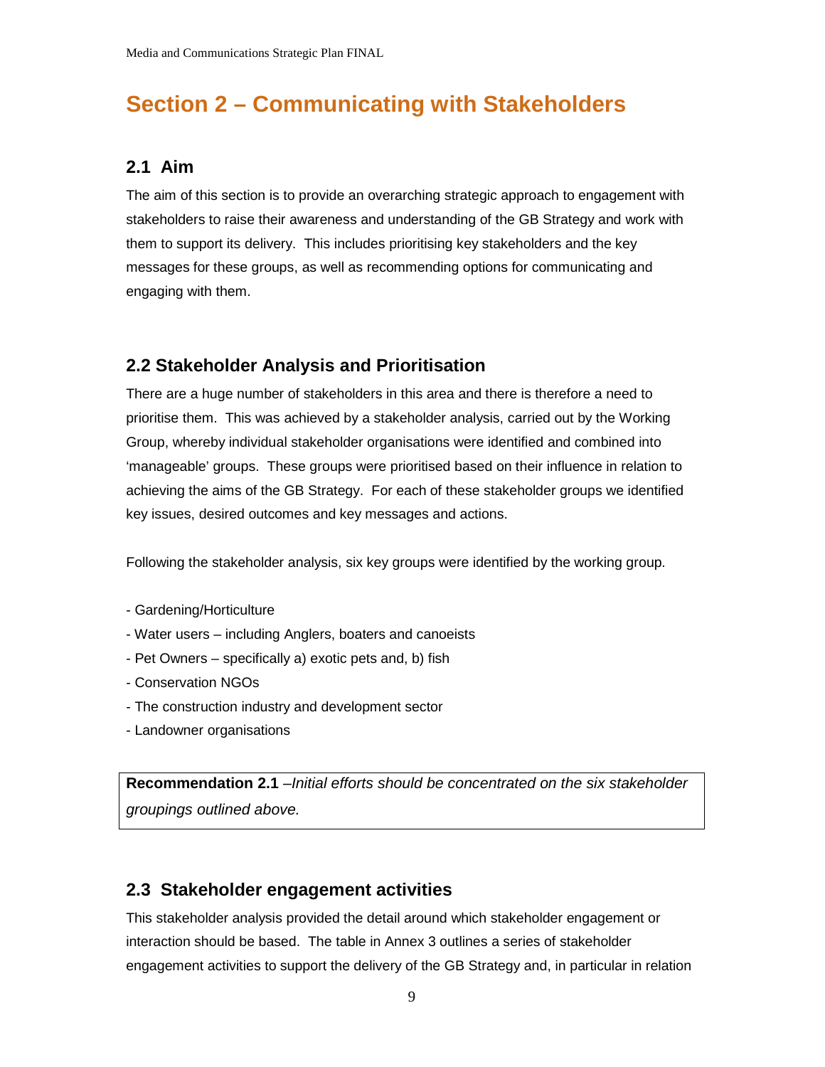# Section 2 – Communicating with Stakeholders

## 2.1 Aim

The aim of this section is to provide an overarching strategic approach to engagement with stakeholders to raise their awareness and understanding of the GB Strategy and work with them to support its delivery. This includes prioritising key stakeholders and the key messages for these groups, as well as recommending options for communicating and engaging with them.

## 2.2 Stakeholder Analysis and Prioritisation

There are a huge number of stakeholders in this area and there is therefore a need to prioritise them. This was achieved by a stakeholder analysis, carried out by the Working Group, whereby individual stakeholder organisations were identified and combined into 'manageable' groups. These groups were prioritised based on their influence in relation to achieving the aims of the GB Strategy. For each of these stakeholder groups we identified key issues, desired outcomes and key messages and actions.

Following the stakeholder analysis, six key groups were identified by the working group.

- Gardening/Horticulture
- Water users – including Anglers, boaters and canoeists
- Pet Owners – specifically a) exotic pets and, b) fish
- Conservation NGOs
- The construction industry and development sector
- Landowner organisations

**Recommendation 2.1** –*Initial efforts should be concentrated on the six stakeholder groupings outlined above.*

## 2.3 Stakeholder engagement activities

This stakeholder analysis provided the detail around which stakeholder engagement or interaction should be based. The table in Annex 3 outlines a series of stakeholder engagement activities to support the delivery of the GB Strategy and, in particular in relation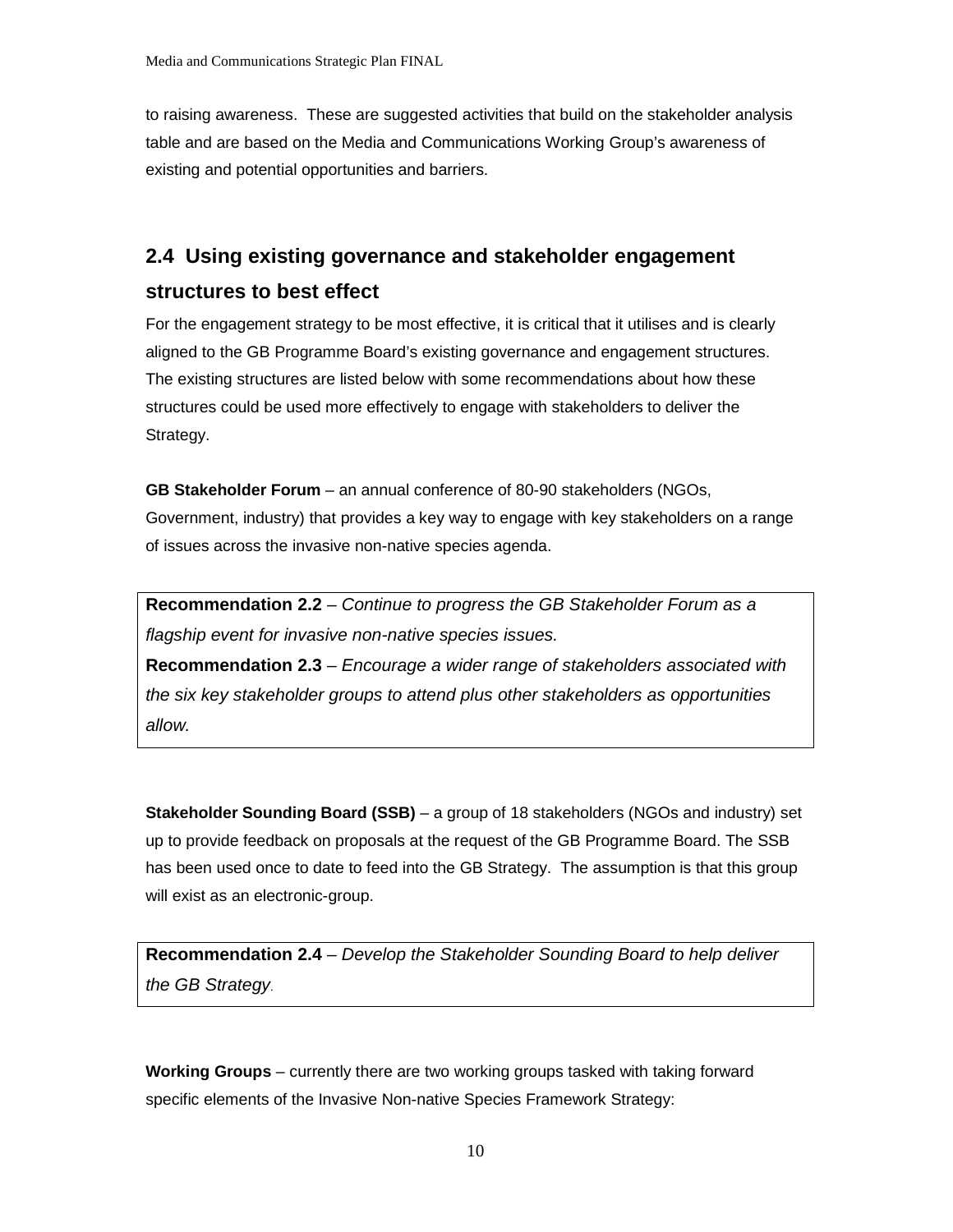to raising awareness. These are suggested activities that build on the stakeholder analysis table and are based on the Media and Communications Working Group's awareness of existing and potential opportunities and barriers.

## 2.4 Using existing governance and stakeholder engagement structures to best effect

For the engagement strategy to be most effective, it is critical that it utilises and is clearly aligned to the GB Programme Board's existing governance and engagement structures. The existing structures are listed below with some recommendations about how these structures could be used more effectively to engage with stakeholders to deliver the Strategy.

**GB Stakeholder Forum** – an annual conference of 80-90 stakeholders (NGOs, Government, industry) that provides a key way to engage with key stakeholders on a range of issues across the invasive non-native species agenda.

**Recommendation 2.2** – *Continue to progress the GB Stakeholder Forum as a flagship event for invasive non-native species issues.*
**Recommendation 2.3** – *Encourage a wider range of stakeholders associated with the six key stakeholder groups to attend plus other stakeholders as opportunities allow.*

**Stakeholder Sounding Board (SSB)** – a group of 18 stakeholders (NGOs and industry) set up to provide feedback on proposals at the request of the GB Programme Board. The SSB has been used once to date to feed into the GB Strategy. The assumption is that this group will exist as an electronic-group.

**Recommendation 2.4** – *Develop the Stakeholder Sounding Board to help deliver the GB Strategy.*

**Working Groups** – currently there are two working groups tasked with taking forward specific elements of the Invasive Non-native Species Framework Strategy: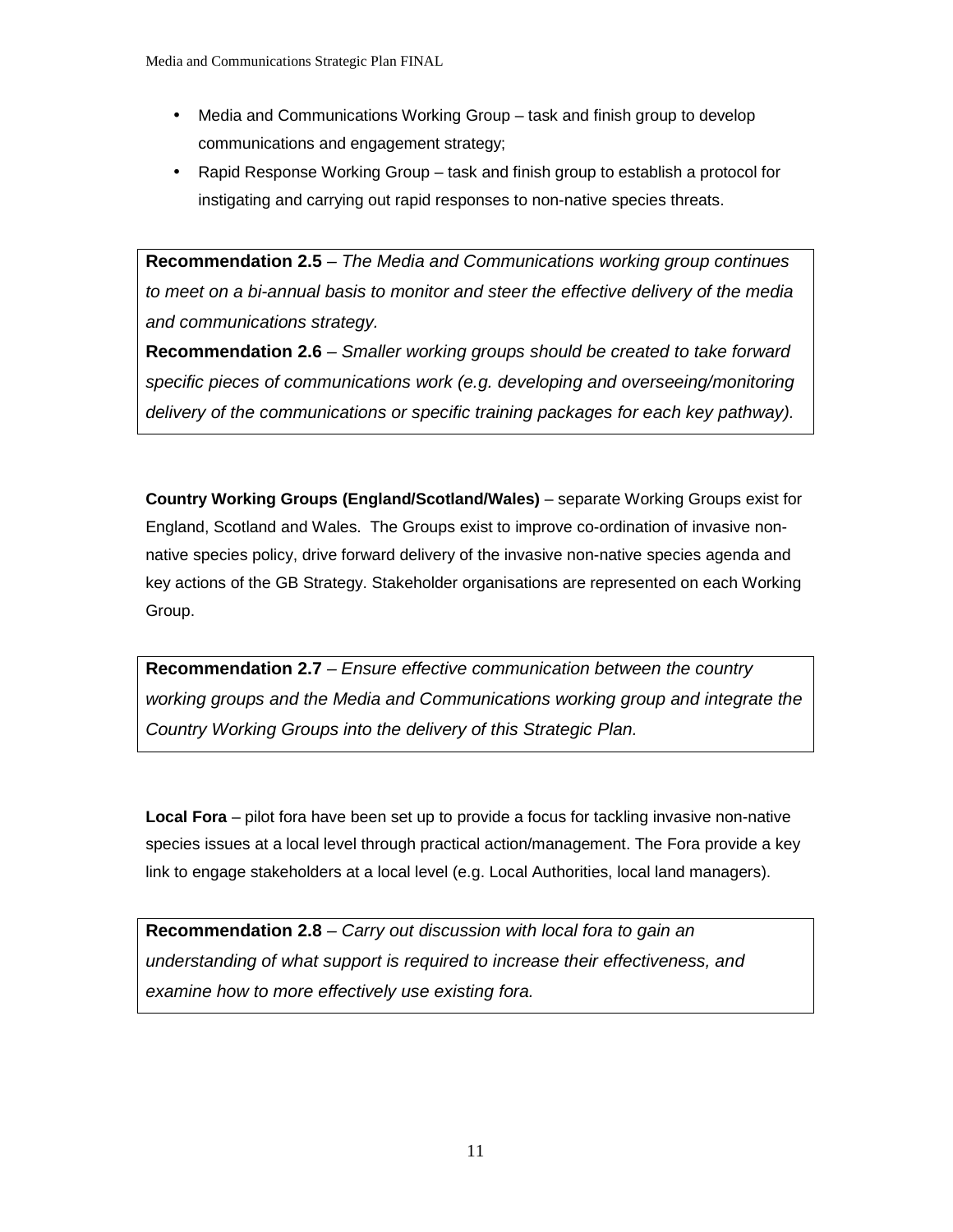- Media and Communications Working Group – task and finish group to develop communications and engagement strategy;
- Rapid Response Working Group – task and finish group to establish a protocol for instigating and carrying out rapid responses to non-native species threats.

**Recommendation 2.5** – *The Media and Communications working group continues to meet on a bi-annual basis to monitor and steer the effective delivery of the media and communications strategy.*

**Recommendation 2.6** – *Smaller working groups should be created to take forward specific pieces of communications work (e.g. developing and overseeing/monitoring delivery of the communications or specific training packages for each key pathway).*

**Country Working Groups (England/Scotland/Wales)** – separate Working Groups exist for England, Scotland and Wales. The Groups exist to improve co-ordination of invasive non-native species policy, drive forward delivery of the invasive non-native species agenda and key actions of the GB Strategy. Stakeholder organisations are represented on each Working Group.

**Recommendation 2.7** – *Ensure effective communication between the country working groups and the Media and Communications working group and integrate the Country Working Groups into the delivery of this Strategic Plan.*

**Local Fora** – pilot fora have been set up to provide a focus for tackling invasive non-native species issues at a local level through practical action/management. The Fora provide a key link to engage stakeholders at a local level (e.g. Local Authorities, local land managers).

**Recommendation 2.8** – *Carry out discussion with local fora to gain an understanding of what support is required to increase their effectiveness, and examine how to more effectively use existing fora.*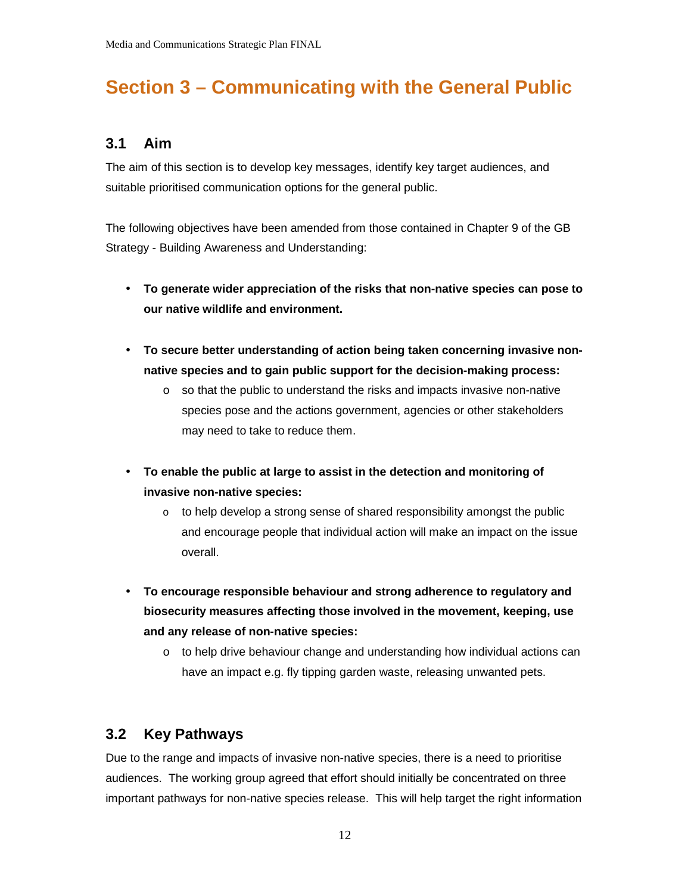# Section 3 – Communicating with the General Public

## 3.1 Aim

The aim of this section is to develop key messages, identify key target audiences, and suitable prioritised communication options for the general public.

The following objectives have been amended from those contained in Chapter 9 of the GB Strategy - Building Awareness and Understanding:

- **To generate wider appreciation of the risks that non-native species can pose to our native wildlife and environment.**

- **To secure better understanding of action being taken concerning invasive non-native species and to gain public support for the decision-making process:**
  - so that the public to understand the risks and impacts invasive non-native species pose and the actions government, agencies or other stakeholders may need to take to reduce them.

- **To enable the public at large to assist in the detection and monitoring of invasive non-native species:**
  - to help develop a strong sense of shared responsibility amongst the public and encourage people that individual action will make an impact on the issue overall.

- **To encourage responsible behaviour and strong adherence to regulatory and biosecurity measures affecting those involved in the movement, keeping, use and any release of non-native species:**
  - to help drive behaviour change and understanding how individual actions can have an impact e.g. fly tipping garden waste, releasing unwanted pets.

## 3.2 Key Pathways

Due to the range and impacts of invasive non-native species, there is a need to prioritise audiences. The working group agreed that effort should initially be concentrated on three important pathways for non-native species release. This will help target the right information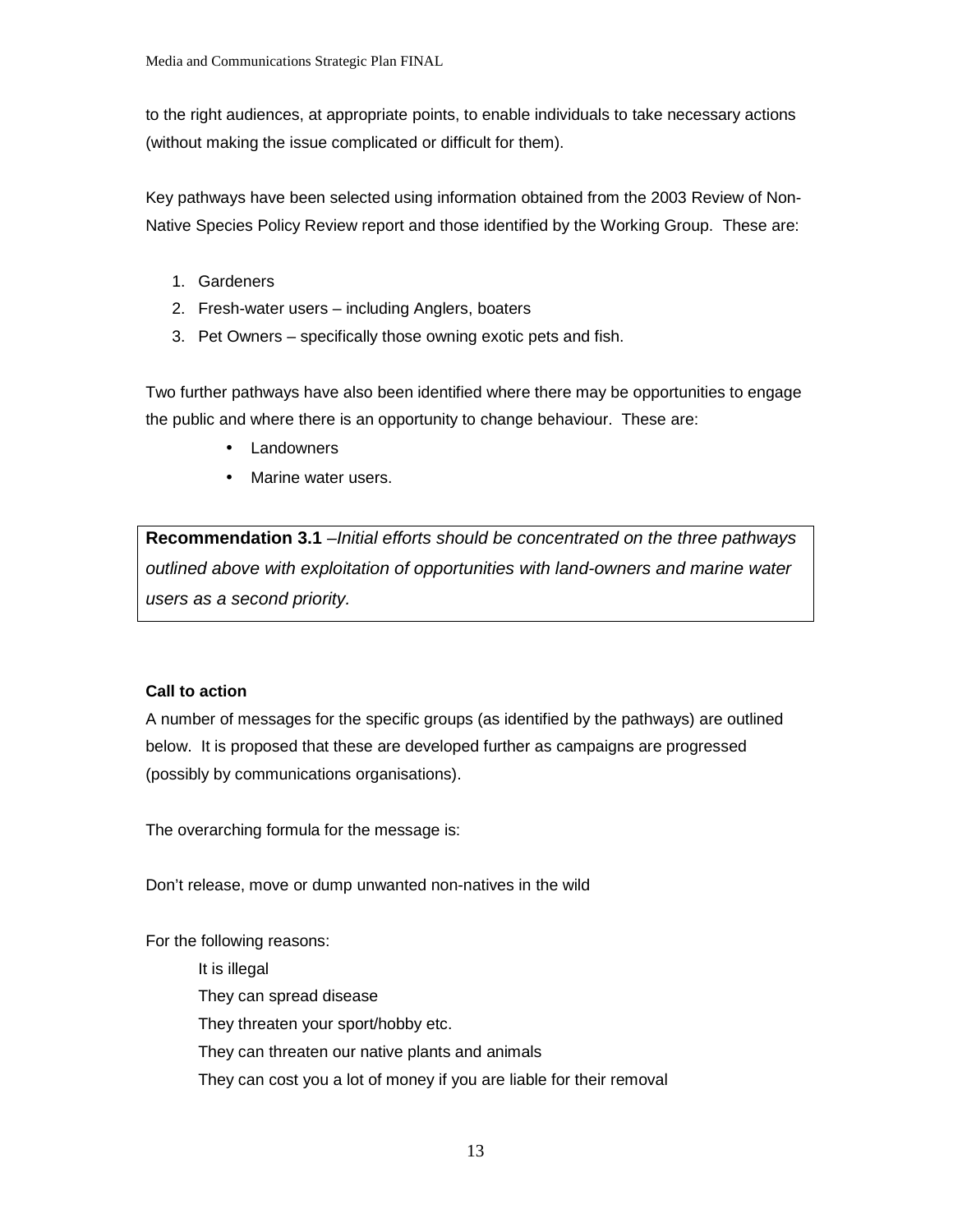to the right audiences, at appropriate points, to enable individuals to take necessary actions (without making the issue complicated or difficult for them).

Key pathways have been selected using information obtained from the 2003 Review of Non-Native Species Policy Review report and those identified by the Working Group. These are:

1. Gardeners
2. Fresh-water users – including Anglers, boaters
3. Pet Owners – specifically those owning exotic pets and fish.

Two further pathways have also been identified where there may be opportunities to engage the public and where there is an opportunity to change behaviour. These are:

- Landowners
- Marine water users.

> **Recommendation 3.1** –*Initial efforts should be concentrated on the three pathways outlined above with exploitation of opportunities with land-owners and marine water users as a second priority.*

**Call to action**

A number of messages for the specific groups (as identified by the pathways) are outlined below. It is proposed that these are developed further as campaigns are progressed (possibly by communications organisations).

The overarching formula for the message is:

Don't release, move or dump unwanted non-natives in the wild

For the following reasons:

It is illegal
They can spread disease
They threaten your sport/hobby etc.
They can threaten our native plants and animals
They can cost you a lot of money if you are liable for their removal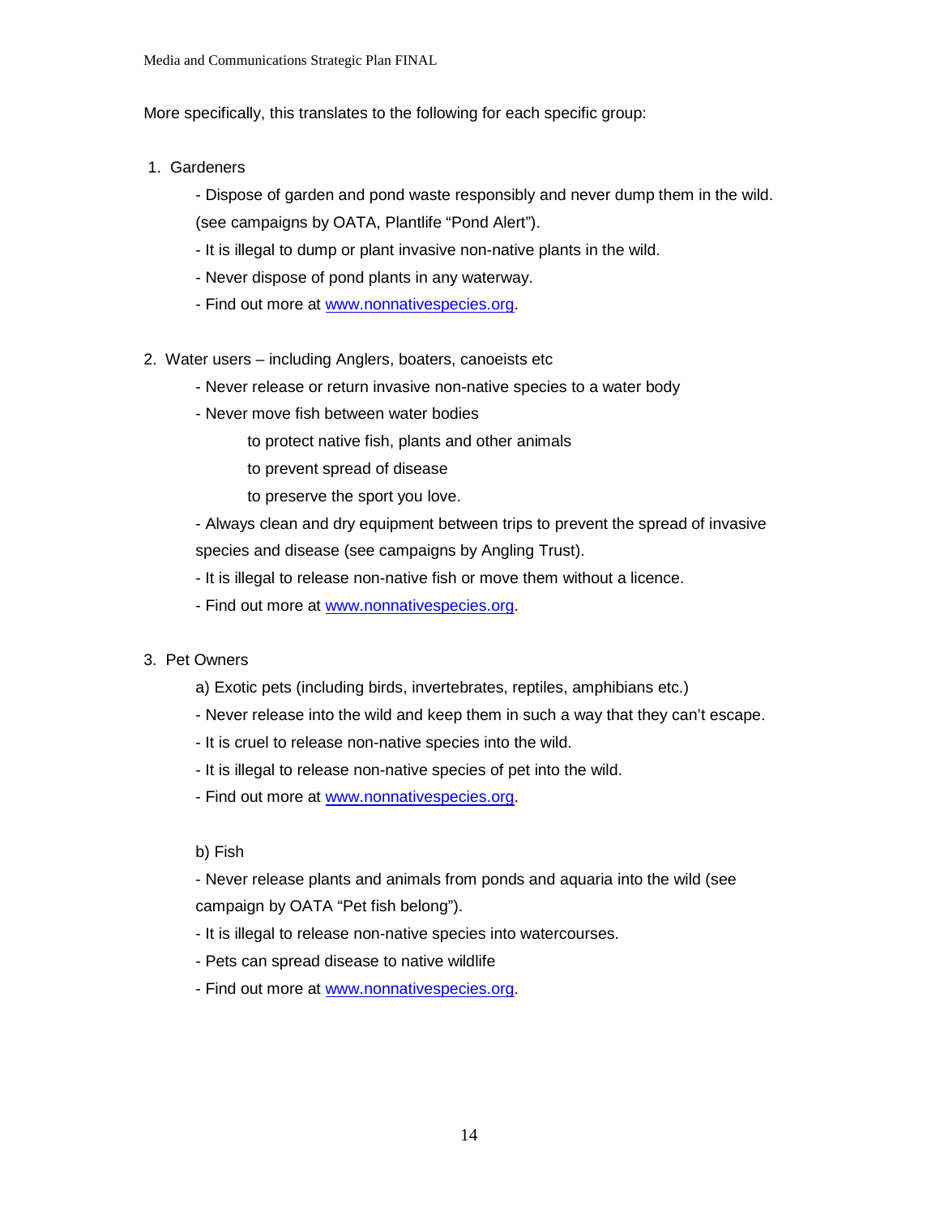More specifically, this translates to the following for each specific group:

1. Gardeners

   - Dispose of garden and pond waste responsibly and never dump them in the wild. (see campaigns by OATA, Plantlife "Pond Alert").
   - It is illegal to dump or plant invasive non-native plants in the wild.
   - Never dispose of pond plants in any waterway.
   - Find out more at [www.nonnativespecies.org](http://www.nonnativespecies.org).

2. Water users – including Anglers, boaters, canoeists etc

   - Never release or return invasive non-native species to a water body
   - Never move fish between water bodies

     to protect native fish, plants and other animals

     to prevent spread of disease

     to preserve the sport you love.

   - Always clean and dry equipment between trips to prevent the spread of invasive species and disease (see campaigns by Angling Trust).
   - It is illegal to release non-native fish or move them without a licence.
   - Find out more at [www.nonnativespecies.org](http://www.nonnativespecies.org).

3. Pet Owners

   a) Exotic pets (including birds, invertebrates, reptiles, amphibians etc.)

   - Never release into the wild and keep them in such a way that they can't escape.
   - It is cruel to release non-native species into the wild.
   - It is illegal to release non-native species of pet into the wild.
   - Find out more at [www.nonnativespecies.org](http://www.nonnativespecies.org).

   b) Fish

   - Never release plants and animals from ponds and aquaria into the wild (see campaign by OATA "Pet fish belong").
   - It is illegal to release non-native species into watercourses.
   - Pets can spread disease to native wildlife
   - Find out more at [www.nonnativespecies.org](http://www.nonnativespecies.org).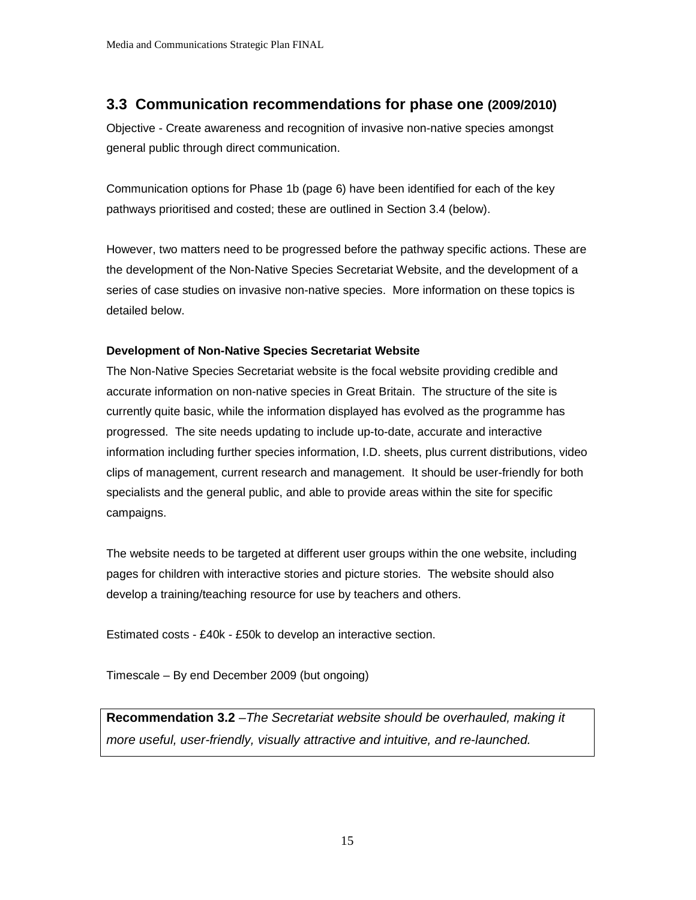## 3.3 Communication recommendations for phase one (2009/2010)

Objective - Create awareness and recognition of invasive non-native species amongst general public through direct communication.

Communication options for Phase 1b (page 6) have been identified for each of the key pathways prioritised and costed; these are outlined in Section 3.4 (below).

However, two matters need to be progressed before the pathway specific actions. These are the development of the Non-Native Species Secretariat Website, and the development of a series of case studies on invasive non-native species. More information on these topics is detailed below.

**Development of Non-Native Species Secretariat Website**

The Non-Native Species Secretariat website is the focal website providing credible and accurate information on non-native species in Great Britain. The structure of the site is currently quite basic, while the information displayed has evolved as the programme has progressed. The site needs updating to include up-to-date, accurate and interactive information including further species information, I.D. sheets, plus current distributions, video clips of management, current research and management. It should be user-friendly for both specialists and the general public, and able to provide areas within the site for specific campaigns.

The website needs to be targeted at different user groups within the one website, including pages for children with interactive stories and picture stories. The website should also develop a training/teaching resource for use by teachers and others.

Estimated costs - £40k - £50k to develop an interactive section.

Timescale – By end December 2009 (but ongoing)

**Recommendation 3.2** –*The Secretariat website should be overhauled, making it more useful, user-friendly, visually attractive and intuitive, and re-launched.*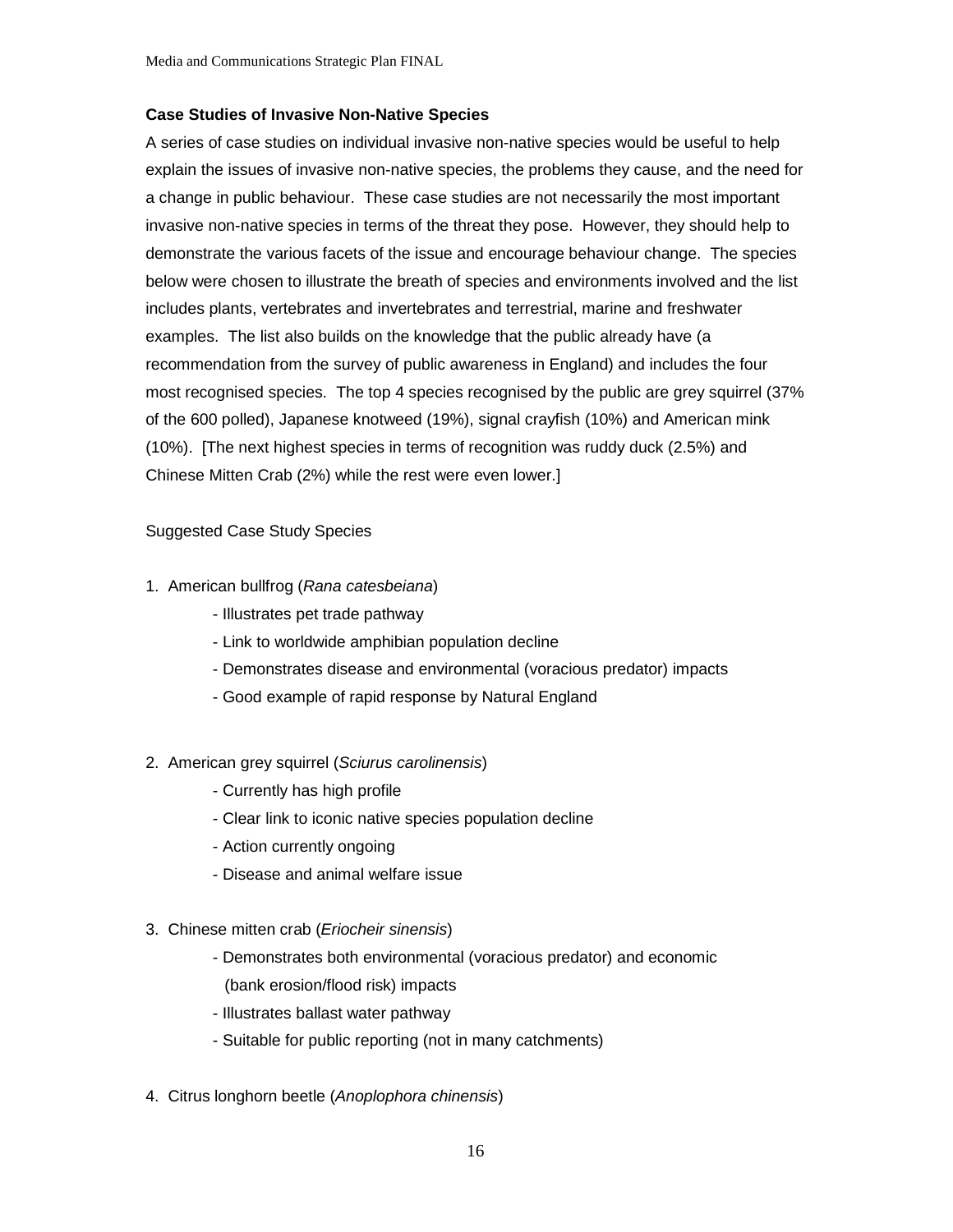**Case Studies of Invasive Non-Native Species**

A series of case studies on individual invasive non-native species would be useful to help explain the issues of invasive non-native species, the problems they cause, and the need for a change in public behaviour. These case studies are not necessarily the most important invasive non-native species in terms of the threat they pose. However, they should help to demonstrate the various facets of the issue and encourage behaviour change. The species below were chosen to illustrate the breath of species and environments involved and the list includes plants, vertebrates and invertebrates and terrestrial, marine and freshwater examples. The list also builds on the knowledge that the public already have (a recommendation from the survey of public awareness in England) and includes the four most recognised species. The top 4 species recognised by the public are grey squirrel (37% of the 600 polled), Japanese knotweed (19%), signal crayfish (10%) and American mink (10%). [The next highest species in terms of recognition was ruddy duck (2.5%) and Chinese Mitten Crab (2%) while the rest were even lower.]

Suggested Case Study Species

1. American bullfrog (*Rana catesbeiana*)
   - Illustrates pet trade pathway
   - Link to worldwide amphibian population decline
   - Demonstrates disease and environmental (voracious predator) impacts
   - Good example of rapid response by Natural England

2. American grey squirrel (*Sciurus carolinensis*)
   - Currently has high profile
   - Clear link to iconic native species population decline
   - Action currently ongoing
   - Disease and animal welfare issue

3. Chinese mitten crab (*Eriocheir sinensis*)
   - Demonstrates both environmental (voracious predator) and economic (bank erosion/flood risk) impacts
   - Illustrates ballast water pathway
   - Suitable for public reporting (not in many catchments)

4. Citrus longhorn beetle (*Anoplophora chinensis*)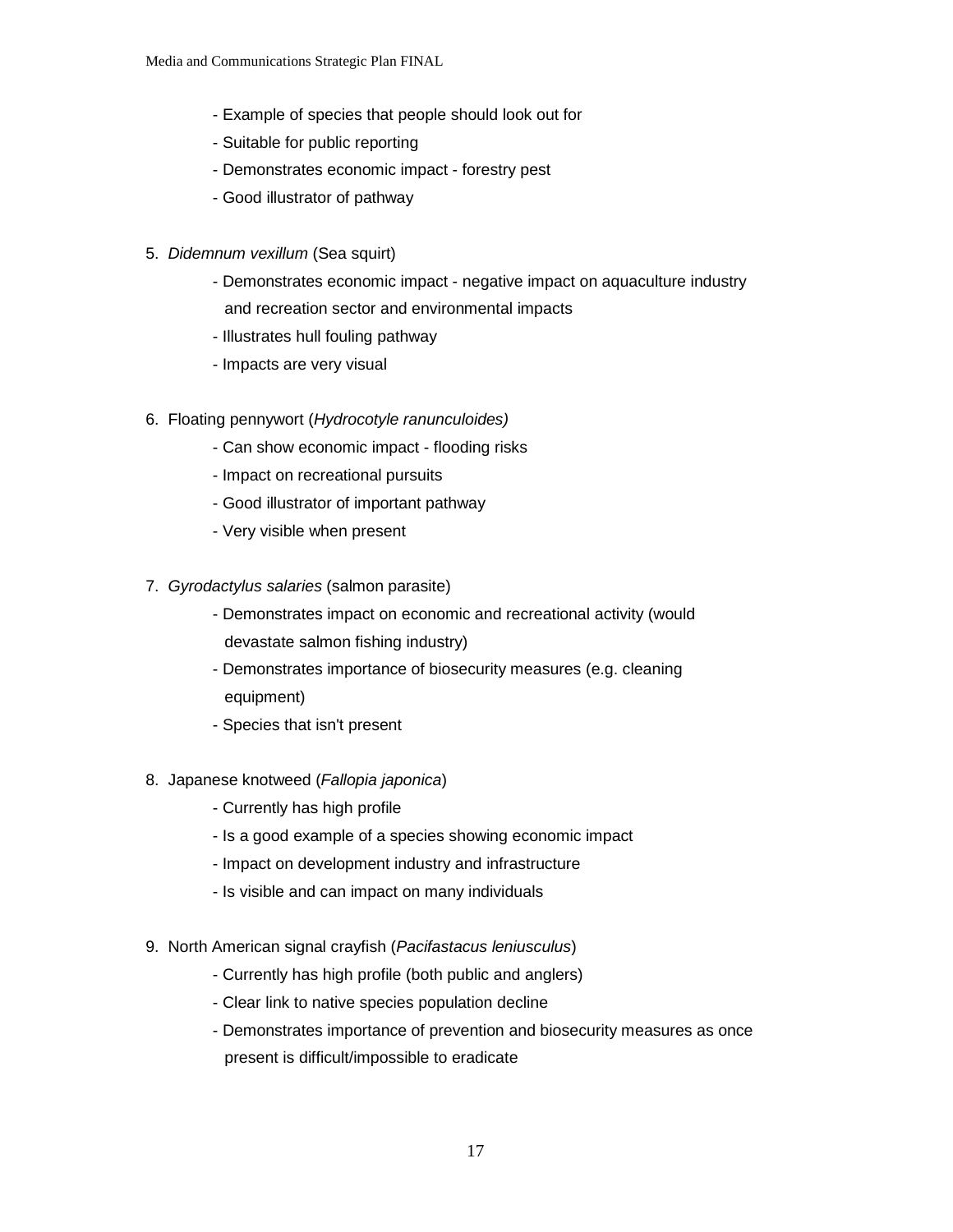- Example of species that people should look out for
- Suitable for public reporting
- Demonstrates economic impact - forestry pest
- Good illustrator of pathway

5. *Didemnum vexillum* (Sea squirt)
   - Demonstrates economic impact - negative impact on aquaculture industry and recreation sector and environmental impacts
   - Illustrates hull fouling pathway
   - Impacts are very visual

6. Floating pennywort (*Hydrocotyle ranunculoides)*
   - Can show economic impact - flooding risks
   - Impact on recreational pursuits
   - Good illustrator of important pathway
   - Very visible when present

7. *Gyrodactylus salaries* (salmon parasite)
   - Demonstrates impact on economic and recreational activity (would devastate salmon fishing industry)
   - Demonstrates importance of biosecurity measures (e.g. cleaning equipment)
   - Species that isn't present

8. Japanese knotweed (*Fallopia japonica*)
   - Currently has high profile
   - Is a good example of a species showing economic impact
   - Impact on development industry and infrastructure
   - Is visible and can impact on many individuals

9. North American signal crayfish (*Pacifastacus leniusculus*)
   - Currently has high profile (both public and anglers)
   - Clear link to native species population decline
   - Demonstrates importance of prevention and biosecurity measures as once present is difficult/impossible to eradicate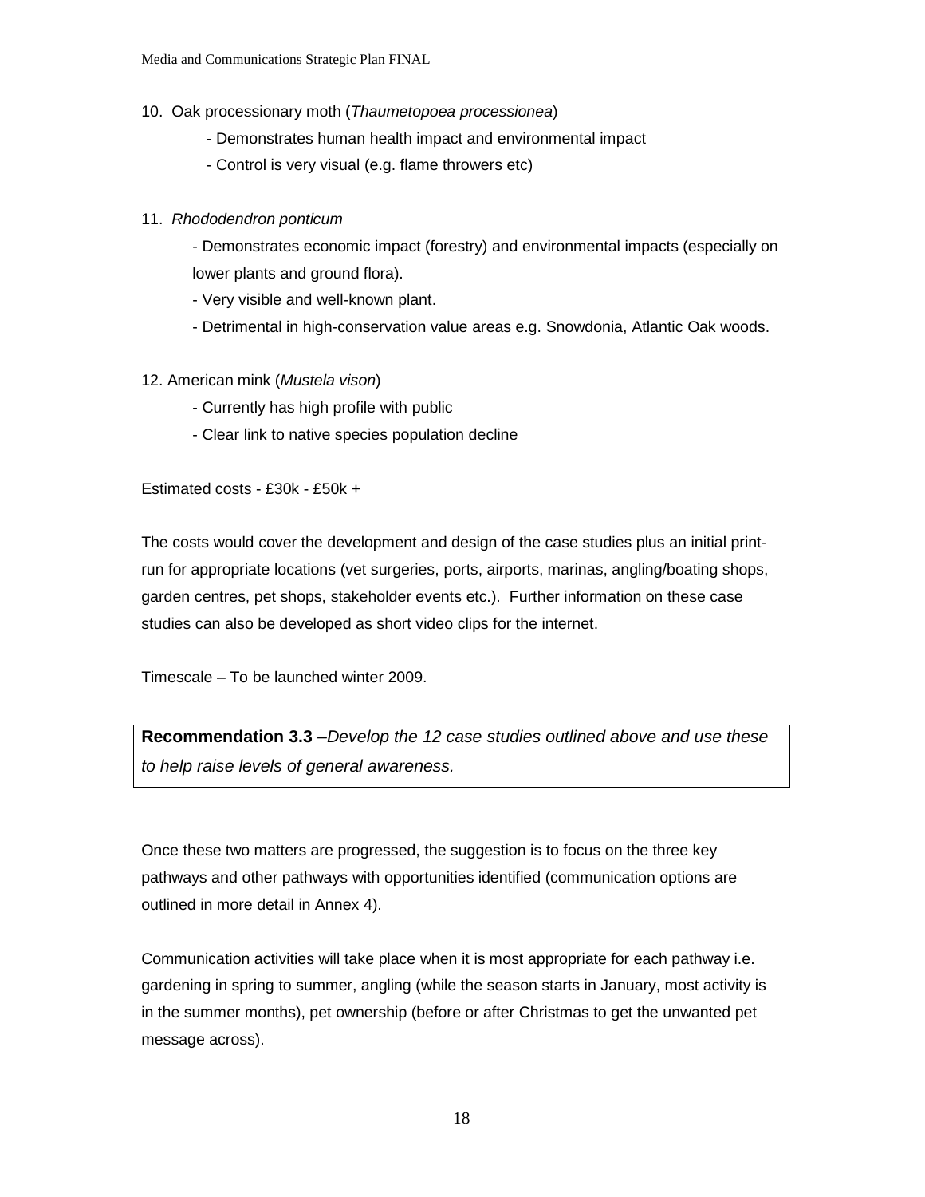10. Oak processionary moth (*Thaumetopoea processionea*)
    - Demonstrates human health impact and environmental impact
    - Control is very visual (e.g. flame throwers etc)

11. *Rhododendron ponticum*
    - Demonstrates economic impact (forestry) and environmental impacts (especially on lower plants and ground flora).
    - Very visible and well-known plant.
    - Detrimental in high-conservation value areas e.g. Snowdonia, Atlantic Oak woods.

12. American mink (*Mustela vison*)
    - Currently has high profile with public
    - Clear link to native species population decline

Estimated costs - £30k - £50k +

The costs would cover the development and design of the case studies plus an initial print-run for appropriate locations (vet surgeries, ports, airports, marinas, angling/boating shops, garden centres, pet shops, stakeholder events etc.). Further information on these case studies can also be developed as short video clips for the internet.

Timescale – To be launched winter 2009.

**Recommendation 3.3** –*Develop the 12 case studies outlined above and use these to help raise levels of general awareness.*

Once these two matters are progressed, the suggestion is to focus on the three key pathways and other pathways with opportunities identified (communication options are outlined in more detail in Annex 4).

Communication activities will take place when it is most appropriate for each pathway i.e. gardening in spring to summer, angling (while the season starts in January, most activity is in the summer months), pet ownership (before or after Christmas to get the unwanted pet message across).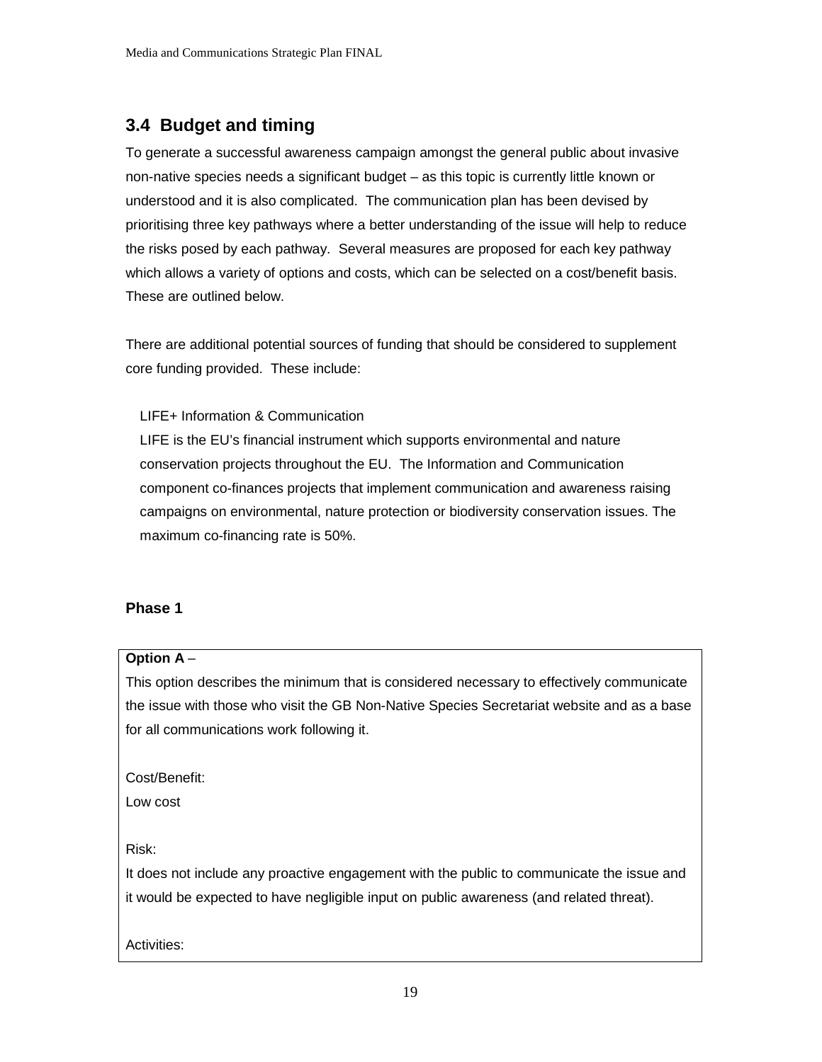## 3.4 Budget and timing

To generate a successful awareness campaign amongst the general public about invasive non-native species needs a significant budget – as this topic is currently little known or understood and it is also complicated. The communication plan has been devised by prioritising three key pathways where a better understanding of the issue will help to reduce the risks posed by each pathway. Several measures are proposed for each key pathway which allows a variety of options and costs, which can be selected on a cost/benefit basis. These are outlined below.

There are additional potential sources of funding that should be considered to supplement core funding provided. These include:

LIFE+ Information & Communication
LIFE is the EU's financial instrument which supports environmental and nature conservation projects throughout the EU. The Information and Communication component co-finances projects that implement communication and awareness raising campaigns on environmental, nature protection or biodiversity conservation issues. The maximum co-financing rate is 50%.

**Phase 1**

| **Option A** – |
|---|
| This option describes the minimum that is considered necessary to effectively communicate the issue with those who visit the GB Non-Native Species Secretariat website and as a base for all communications work following it.<br><br>Cost/Benefit:<br>Low cost<br><br>Risk:<br>It does not include any proactive engagement with the public to communicate the issue and it would be expected to have negligible input on public awareness (and related threat).<br><br>Activities: |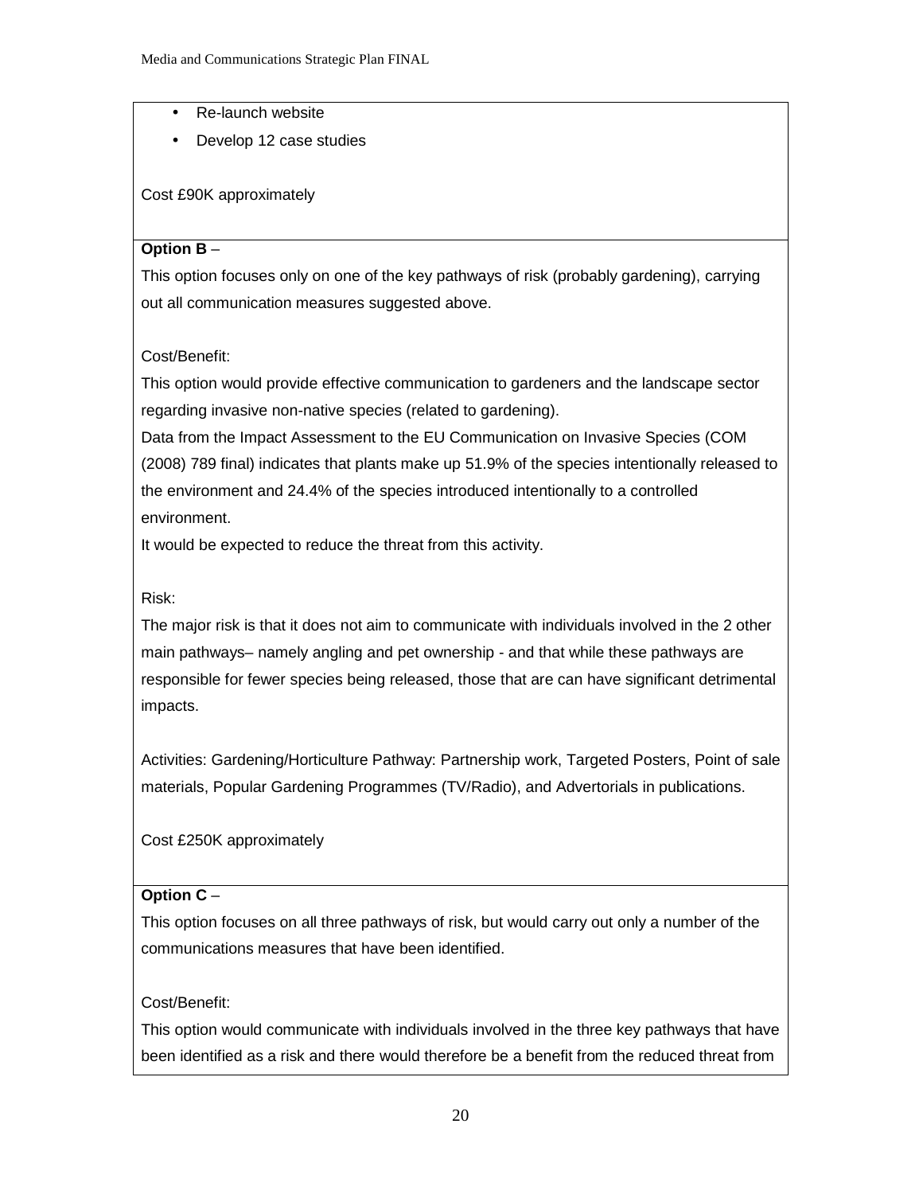- Re-launch website
- Develop 12 case studies

Cost £90K approximately

**Option B** –

This option focuses only on one of the key pathways of risk (probably gardening), carrying out all communication measures suggested above.

Cost/Benefit:

This option would provide effective communication to gardeners and the landscape sector regarding invasive non-native species (related to gardening).

Data from the Impact Assessment to the EU Communication on Invasive Species (COM (2008) 789 final) indicates that plants make up 51.9% of the species intentionally released to the environment and 24.4% of the species introduced intentionally to a controlled environment.

It would be expected to reduce the threat from this activity.

Risk:

The major risk is that it does not aim to communicate with individuals involved in the 2 other main pathways– namely angling and pet ownership - and that while these pathways are responsible for fewer species being released, those that are can have significant detrimental impacts.

Activities: Gardening/Horticulture Pathway: Partnership work, Targeted Posters, Point of sale materials, Popular Gardening Programmes (TV/Radio), and Advertorials in publications.

Cost £250K approximately

**Option C** –

This option focuses on all three pathways of risk, but would carry out only a number of the communications measures that have been identified.

Cost/Benefit:

This option would communicate with individuals involved in the three key pathways that have been identified as a risk and there would therefore be a benefit from the reduced threat from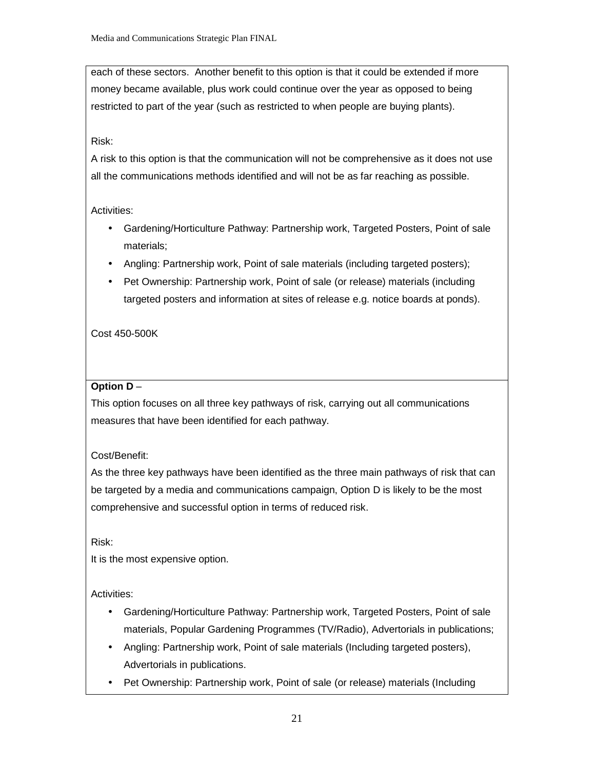each of these sectors. Another benefit to this option is that it could be extended if more money became available, plus work could continue over the year as opposed to being restricted to part of the year (such as restricted to when people are buying plants).

Risk:
A risk to this option is that the communication will not be comprehensive as it does not use all the communications methods identified and will not be as far reaching as possible.

Activities:

- Gardening/Horticulture Pathway: Partnership work, Targeted Posters, Point of sale materials;
- Angling: Partnership work, Point of sale materials (including targeted posters);
- Pet Ownership: Partnership work, Point of sale (or release) materials (including targeted posters and information at sites of release e.g. notice boards at ponds).

Cost 450-500K

**Option D** –
This option focuses on all three key pathways of risk, carrying out all communications measures that have been identified for each pathway.

Cost/Benefit:
As the three key pathways have been identified as the three main pathways of risk that can be targeted by a media and communications campaign, Option D is likely to be the most comprehensive and successful option in terms of reduced risk.

Risk:
It is the most expensive option.

Activities:

- Gardening/Horticulture Pathway: Partnership work, Targeted Posters, Point of sale materials, Popular Gardening Programmes (TV/Radio), Advertorials in publications;
- Angling: Partnership work, Point of sale materials (Including targeted posters), Advertorials in publications.
- Pet Ownership: Partnership work, Point of sale (or release) materials (Including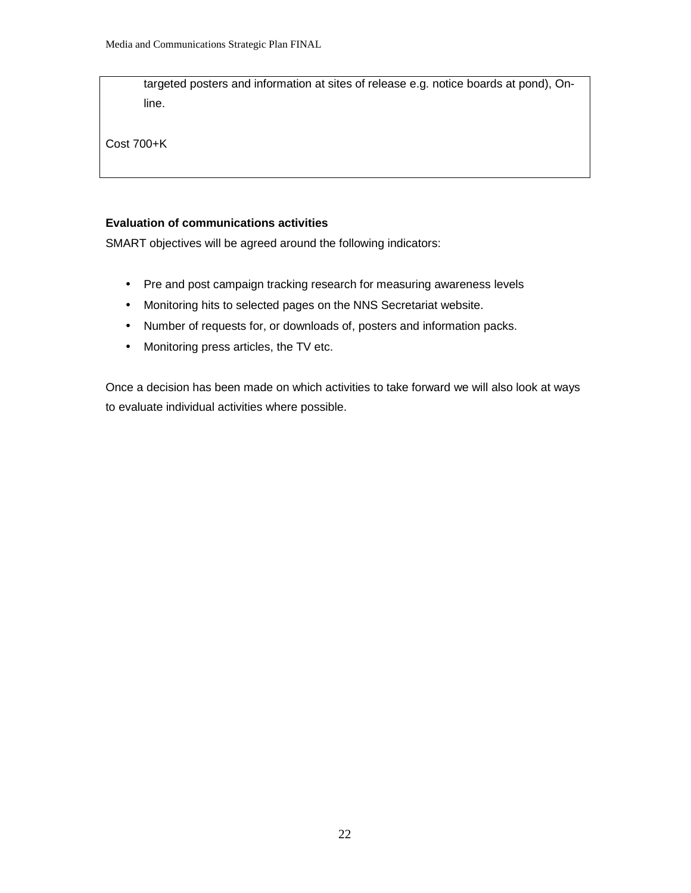targeted posters and information at sites of release e.g. notice boards at pond), On-line.

Cost 700+K

**Evaluation of communications activities**

SMART objectives will be agreed around the following indicators:

- Pre and post campaign tracking research for measuring awareness levels
- Monitoring hits to selected pages on the NNS Secretariat website.
- Number of requests for, or downloads of, posters and information packs.
- Monitoring press articles, the TV etc.

Once a decision has been made on which activities to take forward we will also look at ways to evaluate individual activities where possible.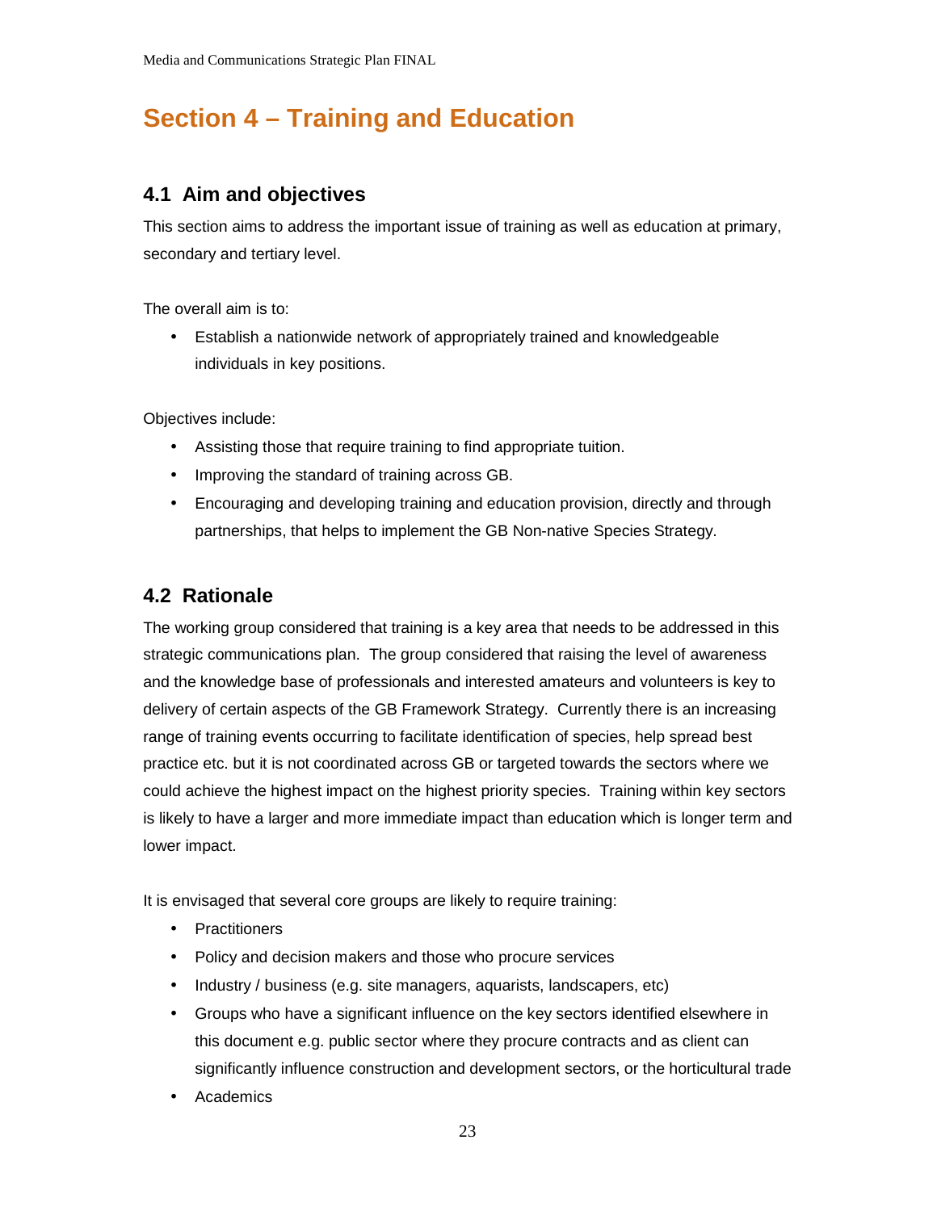# Section 4 – Training and Education

## 4.1 Aim and objectives

This section aims to address the important issue of training as well as education at primary, secondary and tertiary level.

The overall aim is to:

- Establish a nationwide network of appropriately trained and knowledgeable individuals in key positions.

Objectives include:

- Assisting those that require training to find appropriate tuition.
- Improving the standard of training across GB.
- Encouraging and developing training and education provision, directly and through partnerships, that helps to implement the GB Non-native Species Strategy.

## 4.2 Rationale

The working group considered that training is a key area that needs to be addressed in this strategic communications plan. The group considered that raising the level of awareness and the knowledge base of professionals and interested amateurs and volunteers is key to delivery of certain aspects of the GB Framework Strategy. Currently there is an increasing range of training events occurring to facilitate identification of species, help spread best practice etc. but it is not coordinated across GB or targeted towards the sectors where we could achieve the highest impact on the highest priority species. Training within key sectors is likely to have a larger and more immediate impact than education which is longer term and lower impact.

It is envisaged that several core groups are likely to require training:

- Practitioners
- Policy and decision makers and those who procure services
- Industry / business (e.g. site managers, aquarists, landscapers, etc)
- Groups who have a significant influence on the key sectors identified elsewhere in this document e.g. public sector where they procure contracts and as client can significantly influence construction and development sectors, or the horticultural trade
- Academics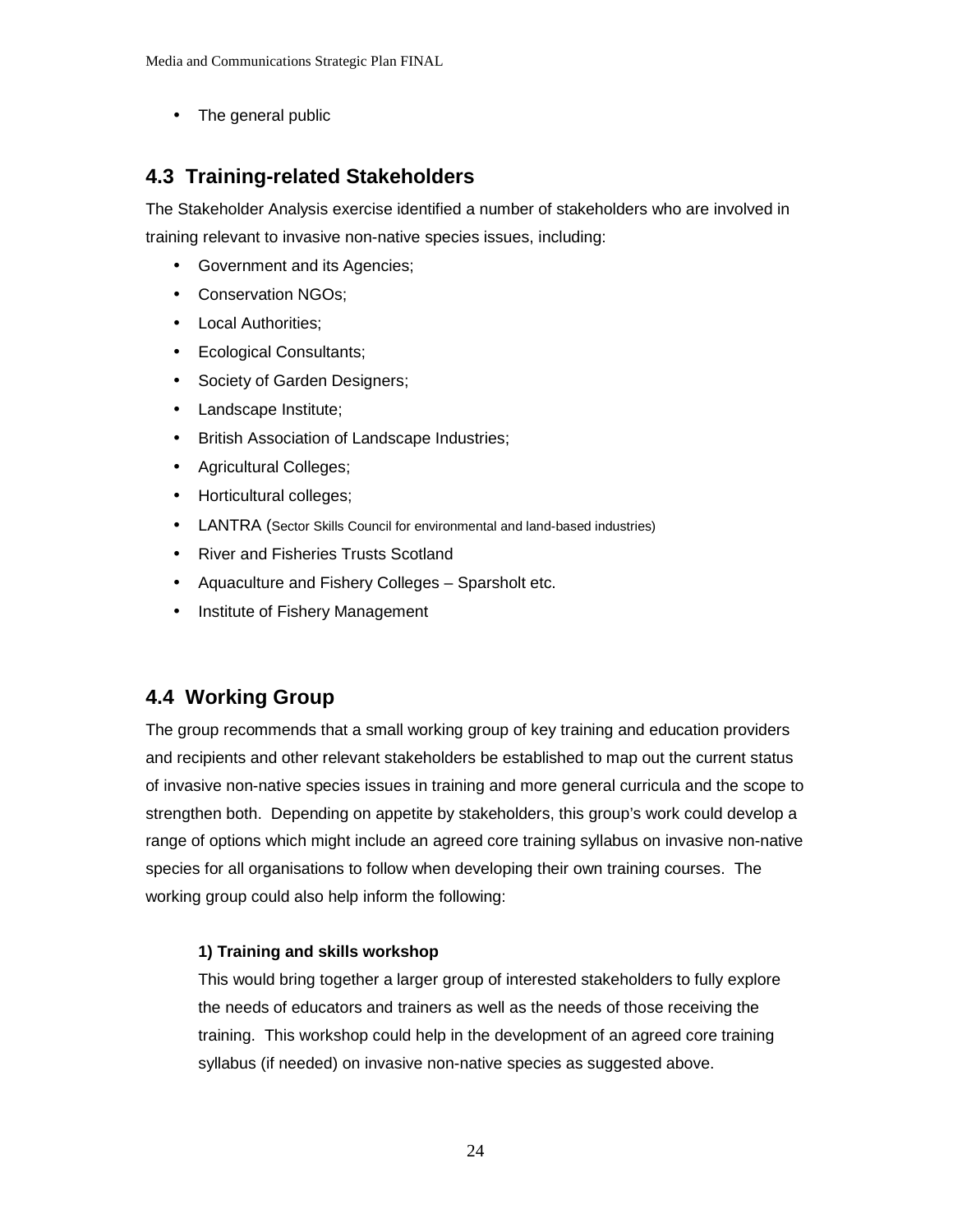- The general public

## 4.3 Training-related Stakeholders

The Stakeholder Analysis exercise identified a number of stakeholders who are involved in training relevant to invasive non-native species issues, including:

- Government and its Agencies;
- Conservation NGOs;
- Local Authorities;
- Ecological Consultants;
- Society of Garden Designers;
- Landscape Institute;
- British Association of Landscape Industries;
- Agricultural Colleges;
- Horticultural colleges;
- LANTRA (Sector Skills Council for environmental and land-based industries)
- River and Fisheries Trusts Scotland
- Aquaculture and Fishery Colleges – Sparsholt etc.
- Institute of Fishery Management

## 4.4 Working Group

The group recommends that a small working group of key training and education providers and recipients and other relevant stakeholders be established to map out the current status of invasive non-native species issues in training and more general curricula and the scope to strengthen both. Depending on appetite by stakeholders, this group's work could develop a range of options which might include an agreed core training syllabus on invasive non-native species for all organisations to follow when developing their own training courses. The working group could also help inform the following:

**1) Training and skills workshop**

This would bring together a larger group of interested stakeholders to fully explore the needs of educators and trainers as well as the needs of those receiving the training. This workshop could help in the development of an agreed core training syllabus (if needed) on invasive non-native species as suggested above.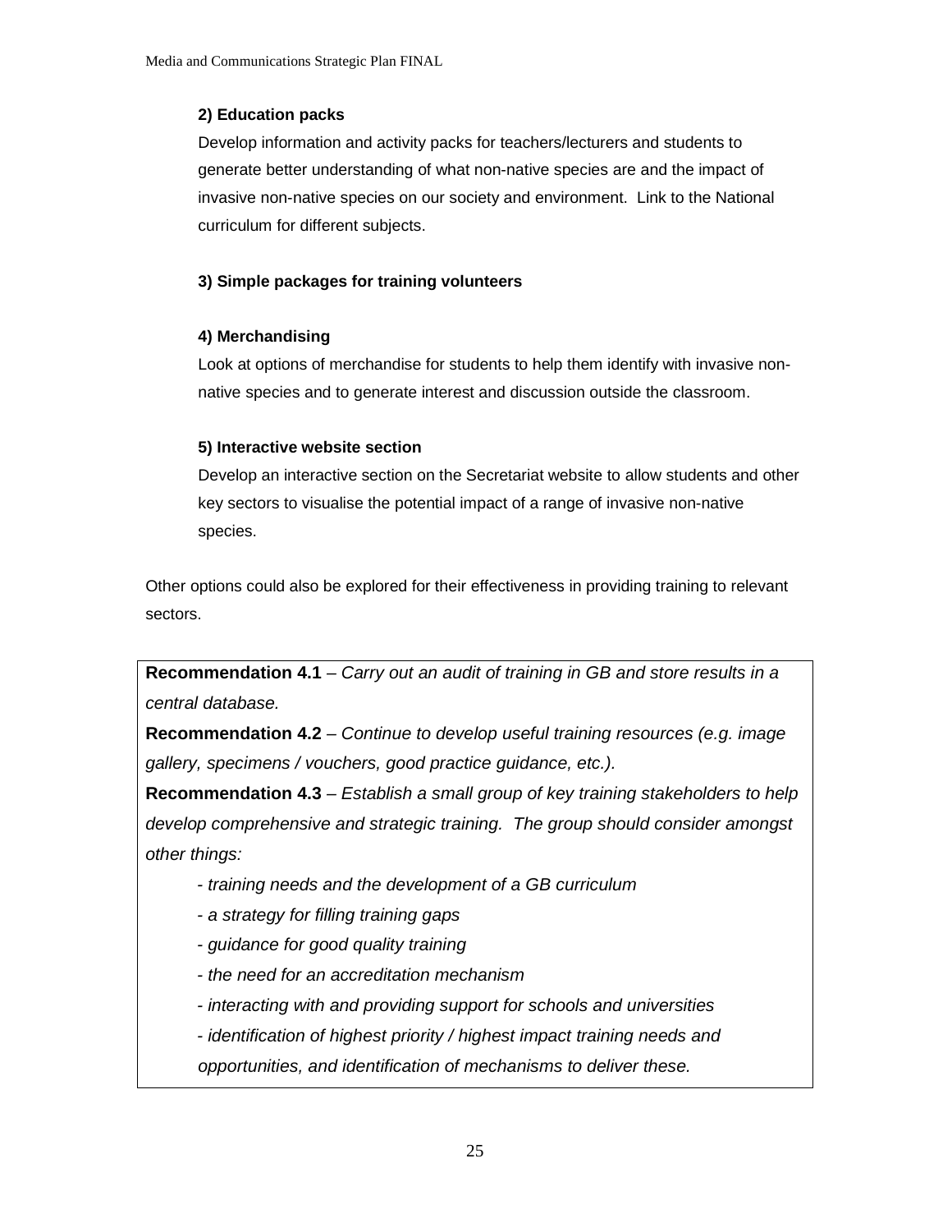**2) Education packs**

Develop information and activity packs for teachers/lecturers and students to generate better understanding of what non-native species are and the impact of invasive non-native species on our society and environment. Link to the National curriculum for different subjects.

**3) Simple packages for training volunteers**

**4) Merchandising**

Look at options of merchandise for students to help them identify with invasive non-native species and to generate interest and discussion outside the classroom.

**5) Interactive website section**

Develop an interactive section on the Secretariat website to allow students and other key sectors to visualise the potential impact of a range of invasive non-native species.

Other options could also be explored for their effectiveness in providing training to relevant sectors.

**Recommendation 4.1** – *Carry out an audit of training in GB and store results in a central database.*

**Recommendation 4.2** – *Continue to develop useful training resources (e.g. image gallery, specimens / vouchers, good practice guidance, etc.).*

**Recommendation 4.3** – *Establish a small group of key training stakeholders to help develop comprehensive and strategic training. The group should consider amongst other things:*

- *training needs and the development of a GB curriculum*
- *a strategy for filling training gaps*
- *guidance for good quality training*
- *the need for an accreditation mechanism*
- *interacting with and providing support for schools and universities*
- *identification of highest priority / highest impact training needs and opportunities, and identification of mechanisms to deliver these.*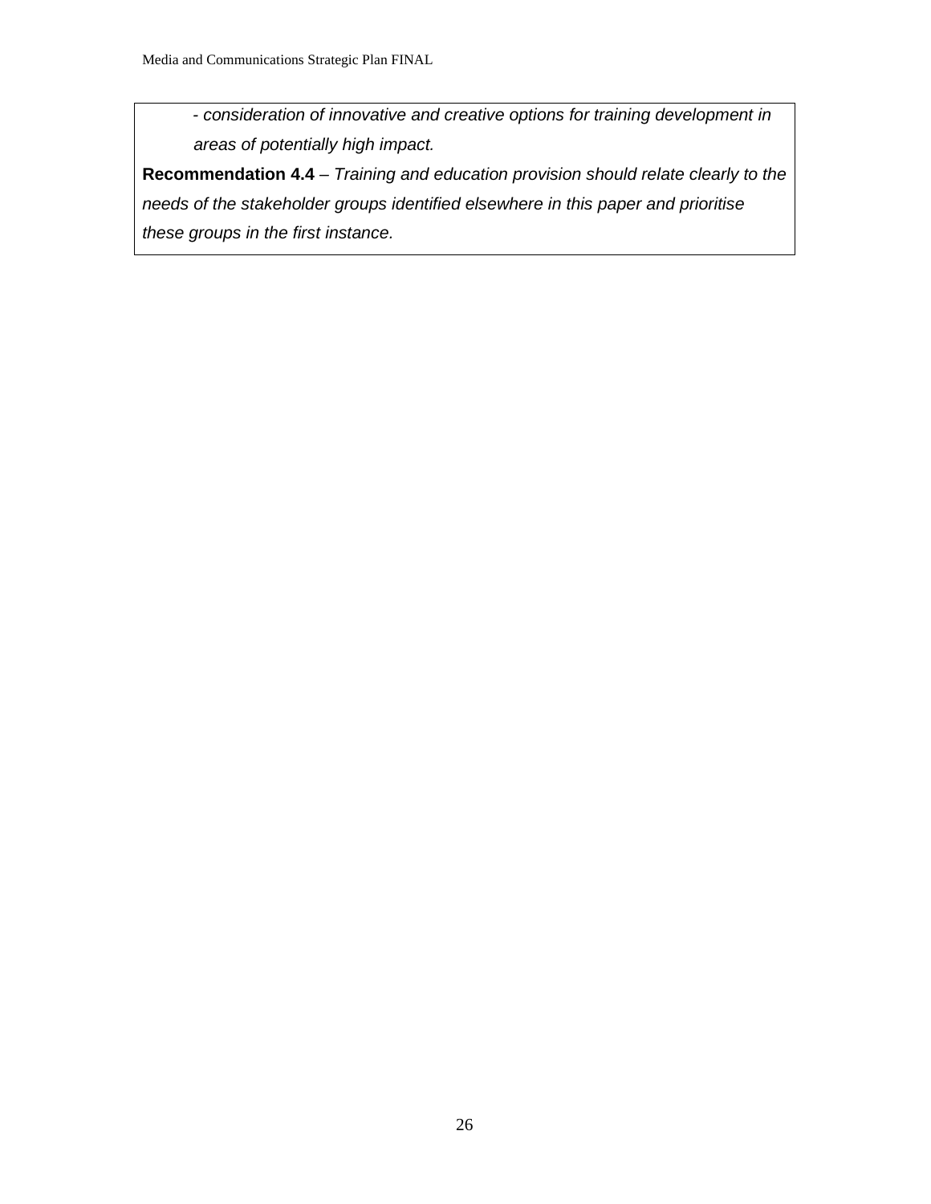*- consideration of innovative and creative options for training development in areas of potentially high impact.*

**Recommendation 4.4** – *Training and education provision should relate clearly to the needs of the stakeholder groups identified elsewhere in this paper and prioritise these groups in the first instance.*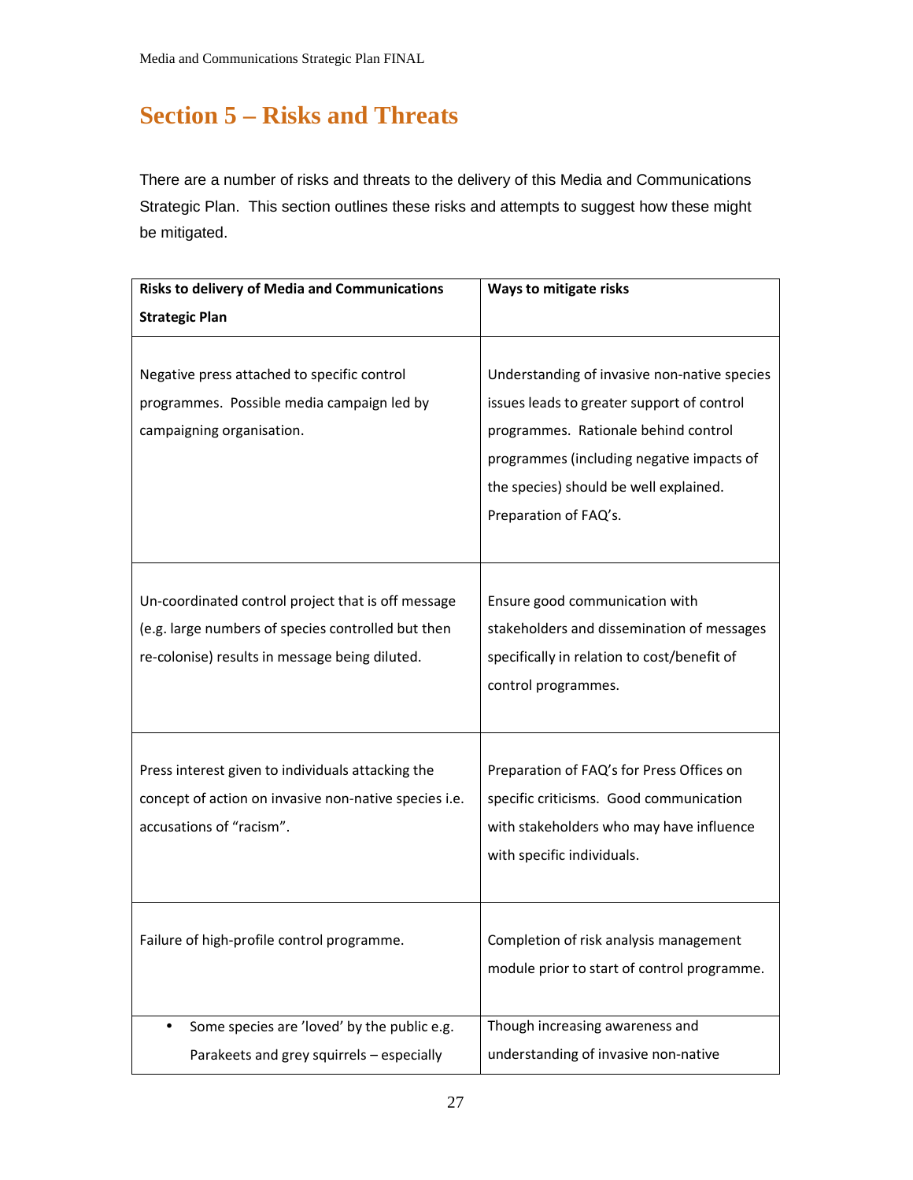# Section 5 – Risks and Threats

There are a number of risks and threats to the delivery of this Media and Communications Strategic Plan. This section outlines these risks and attempts to suggest how these might be mitigated.

| Risks to delivery of Media and Communications Strategic Plan | Ways to mitigate risks |
|---|---|
| Negative press attached to specific control programmes. Possible media campaign led by campaigning organisation. | Understanding of invasive non-native species issues leads to greater support of control programmes. Rationale behind control programmes (including negative impacts of the species) should be well explained. Preparation of FAQ's. |
| Un-coordinated control project that is off message (e.g. large numbers of species controlled but then re-colonise) results in message being diluted. | Ensure good communication with stakeholders and dissemination of messages specifically in relation to cost/benefit of control programmes. |
| Press interest given to individuals attacking the concept of action on invasive non-native species i.e. accusations of "racism". | Preparation of FAQ's for Press Offices on specific criticisms. Good communication with stakeholders who may have influence with specific individuals. |
| Failure of high-profile control programme. | Completion of risk analysis management module prior to start of control programme. |
| • Some species are 'loved' by the public e.g. Parakeets and grey squirrels – especially | Though increasing awareness and understanding of invasive non-native |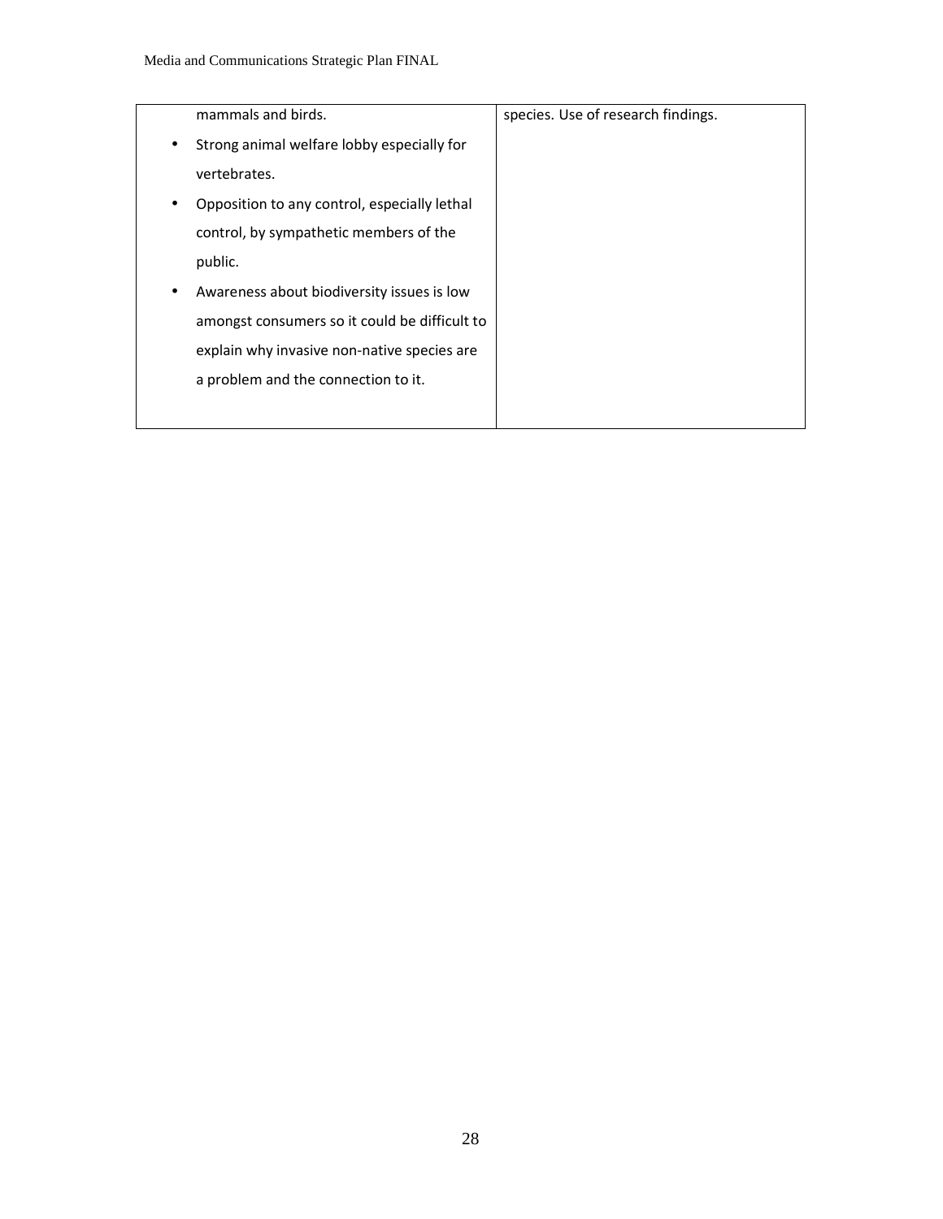| | |
|---|---|
| mammals and birds.<br>• Strong animal welfare lobby especially for vertebrates.<br>• Opposition to any control, especially lethal control, by sympathetic members of the public.<br>• Awareness about biodiversity issues is low amongst consumers so it could be difficult to explain why invasive non-native species are a problem and the connection to it. | species. Use of research findings. |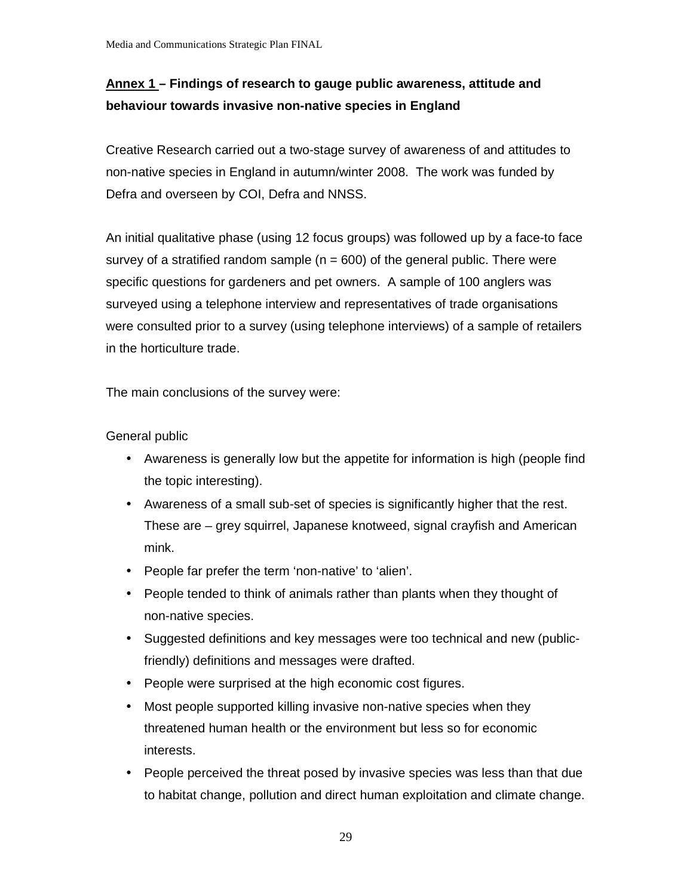## **Annex 1** – Findings of research to gauge public awareness, attitude and behaviour towards invasive non-native species in England

Creative Research carried out a two-stage survey of awareness of and attitudes to non-native species in England in autumn/winter 2008. The work was funded by Defra and overseen by COI, Defra and NNSS.

An initial qualitative phase (using 12 focus groups) was followed up by a face-to face survey of a stratified random sample (n = 600) of the general public. There were specific questions for gardeners and pet owners. A sample of 100 anglers was surveyed using a telephone interview and representatives of trade organisations were consulted prior to a survey (using telephone interviews) of a sample of retailers in the horticulture trade.

The main conclusions of the survey were:

General public

- Awareness is generally low but the appetite for information is high (people find the topic interesting).
- Awareness of a small sub-set of species is significantly higher that the rest. These are – grey squirrel, Japanese knotweed, signal crayfish and American mink.
- People far prefer the term 'non-native' to 'alien'.
- People tended to think of animals rather than plants when they thought of non-native species.
- Suggested definitions and key messages were too technical and new (public-friendly) definitions and messages were drafted.
- People were surprised at the high economic cost figures.
- Most people supported killing invasive non-native species when they threatened human health or the environment but less so for economic interests.
- People perceived the threat posed by invasive species was less than that due to habitat change, pollution and direct human exploitation and climate change.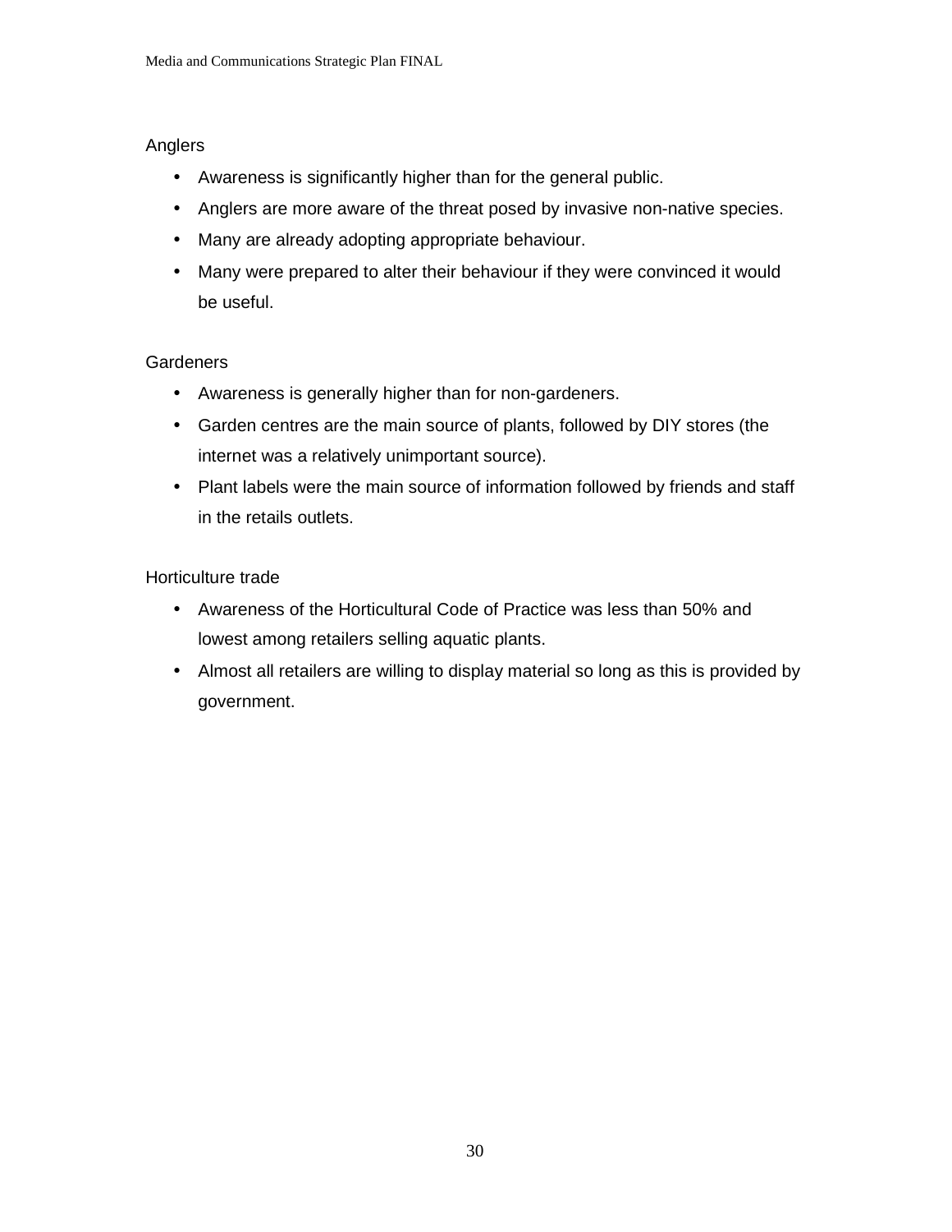Anglers

- Awareness is significantly higher than for the general public.
- Anglers are more aware of the threat posed by invasive non-native species.
- Many are already adopting appropriate behaviour.
- Many were prepared to alter their behaviour if they were convinced it would be useful.

Gardeners

- Awareness is generally higher than for non-gardeners.
- Garden centres are the main source of plants, followed by DIY stores (the internet was a relatively unimportant source).
- Plant labels were the main source of information followed by friends and staff in the retails outlets.

Horticulture trade

- Awareness of the Horticultural Code of Practice was less than 50% and lowest among retailers selling aquatic plants.
- Almost all retailers are willing to display material so long as this is provided by government.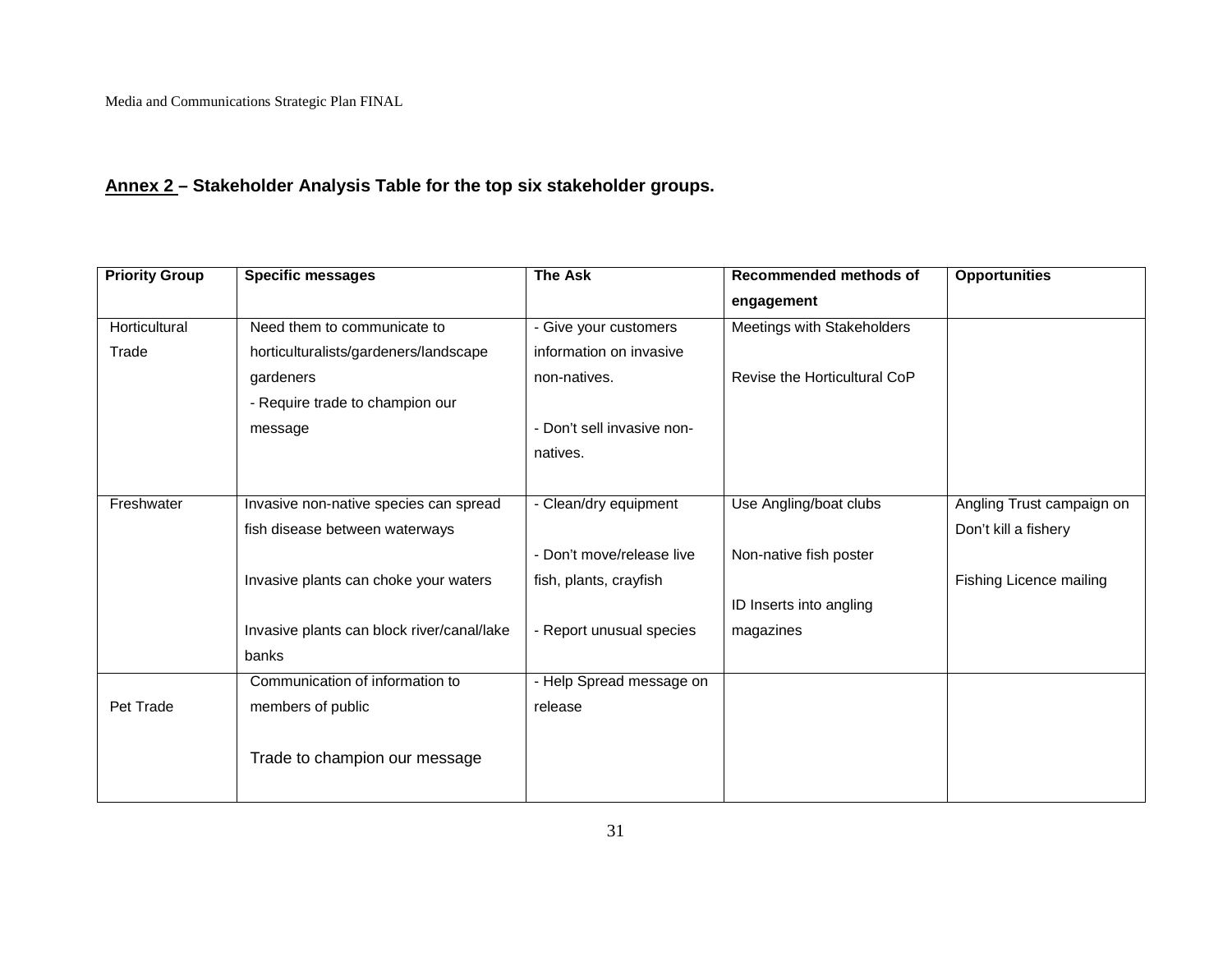**Annex 2 – Stakeholder Analysis Table for the top six stakeholder groups.**

| Priority Group | Specific messages | The Ask | Recommended methods of engagement | Opportunities |
|---|---|---|---|---|
| Horticultural Trade | Need them to communicate to horticulturalists/gardeners/landscape gardeners<br>- Require trade to champion our message | - Give your customers information on invasive non-natives.<br><br>- Don't sell invasive non-natives. | Meetings with Stakeholders<br><br>Revise the Horticultural CoP | |
| Freshwater | Invasive non-native species can spread fish disease between waterways<br><br>Invasive plants can choke your waters<br><br>Invasive plants can block river/canal/lake banks | - Clean/dry equipment<br><br>- Don't move/release live fish, plants, crayfish<br><br>- Report unusual species | Use Angling/boat clubs<br><br>Non-native fish poster<br><br>ID Inserts into angling magazines | Angling Trust campaign on Don't kill a fishery<br><br>Fishing Licence mailing |
| Pet Trade | Communication of information to members of public<br><br>Trade to champion our message | - Help Spread message on release | | |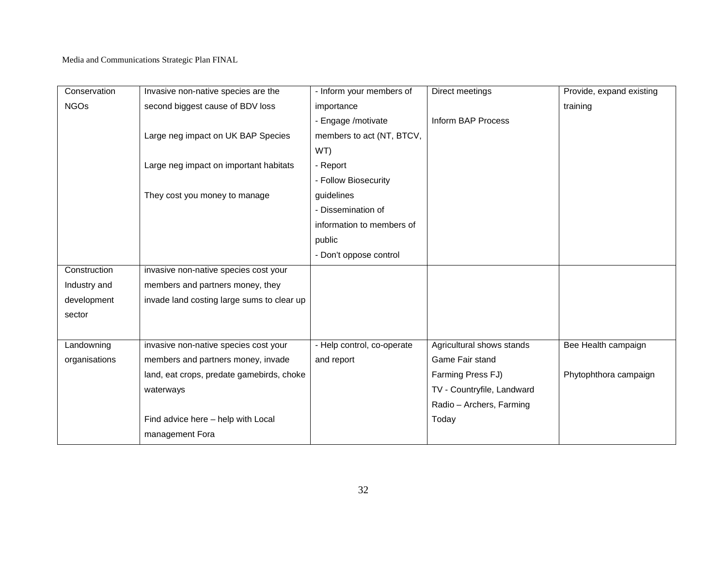| Conservation NGOs | Invasive non-native species are the second biggest cause of BDV loss<br><br>Large neg impact on UK BAP Species<br><br>Large neg impact on important habitats<br><br>They cost you money to manage | - Inform your members of importance<br>- Engage /motivate members to act (NT, BTCV, WT)<br>- Report<br>- Follow Biosecurity guidelines<br>- Dissemination of information to members of public<br>- Don't oppose control | Direct meetings<br><br>Inform BAP Process | Provide, expand existing training |
|---|---|---|---|---|
| Construction Industry and development sector | invasive non-native species cost your members and partners money, they invade land costing large sums to clear up | | | |
| Landowning organisations | invasive non-native species cost your members and partners money, invade land, eat crops, predate gamebirds, choke waterways<br><br>Find advice here – help with Local management Fora | - Help control, co-operate and report | Agricultural shows stands<br>Game Fair stand<br>Farming Press FJ)<br>TV - Countryfile, Landward<br>Radio – Archers, Farming Today | Bee Health campaign<br><br>Phytophthora campaign |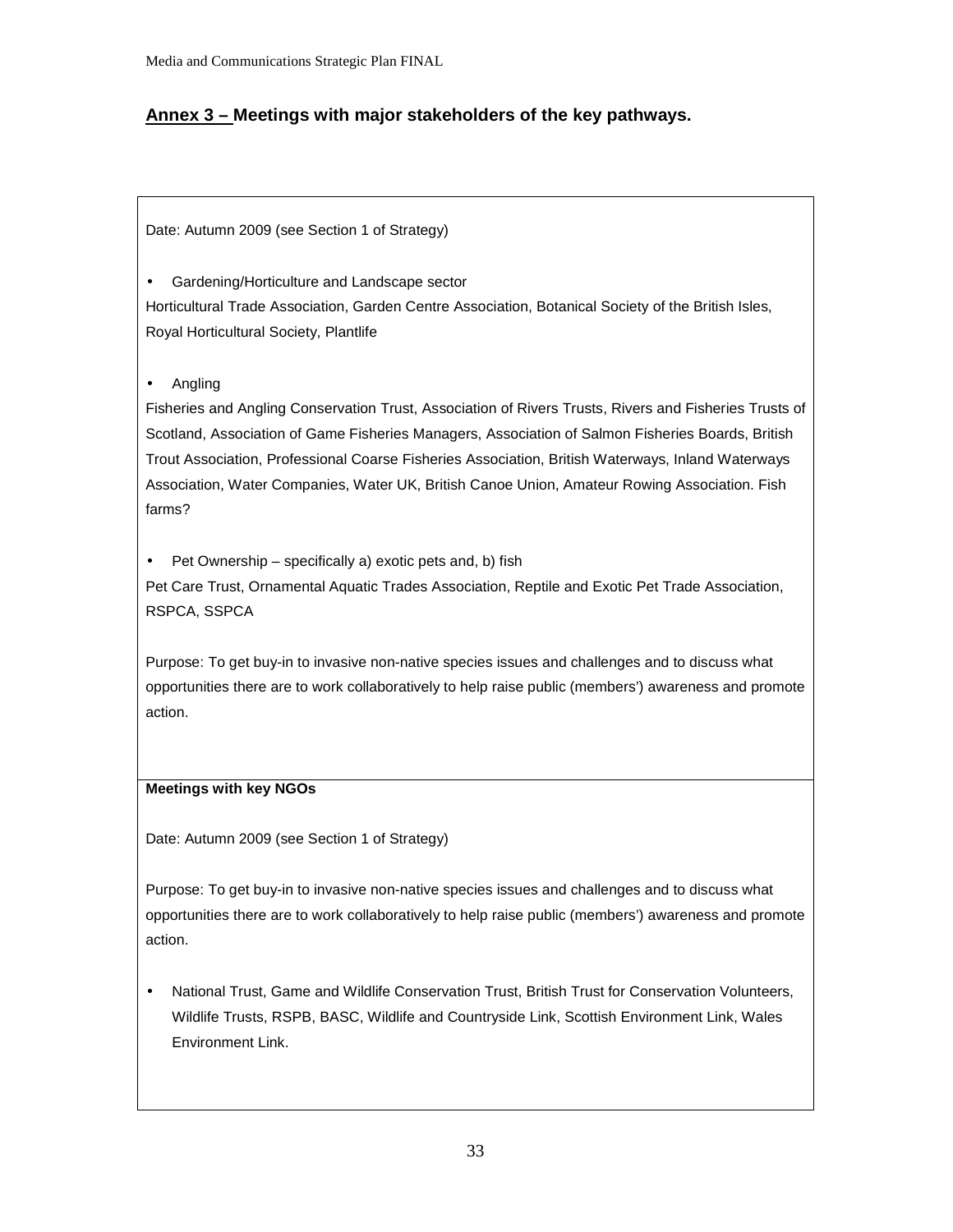## Annex 3 – Meetings with major stakeholders of the key pathways.

Date: Autumn 2009 (see Section 1 of Strategy)

- Gardening/Horticulture and Landscape sector

Horticultural Trade Association, Garden Centre Association, Botanical Society of the British Isles, Royal Horticultural Society, Plantlife

- Angling

Fisheries and Angling Conservation Trust, Association of Rivers Trusts, Rivers and Fisheries Trusts of Scotland, Association of Game Fisheries Managers, Association of Salmon Fisheries Boards, British Trout Association, Professional Coarse Fisheries Association, British Waterways, Inland Waterways Association, Water Companies, Water UK, British Canoe Union, Amateur Rowing Association. Fish farms?

- Pet Ownership – specifically a) exotic pets and, b) fish

Pet Care Trust, Ornamental Aquatic Trades Association, Reptile and Exotic Pet Trade Association, RSPCA, SSPCA

Purpose: To get buy-in to invasive non-native species issues and challenges and to discuss what opportunities there are to work collaboratively to help raise public (members') awareness and promote action.

**Meetings with key NGOs**

Date: Autumn 2009 (see Section 1 of Strategy)

Purpose: To get buy-in to invasive non-native species issues and challenges and to discuss what opportunities there are to work collaboratively to help raise public (members') awareness and promote action.

- National Trust, Game and Wildlife Conservation Trust, British Trust for Conservation Volunteers, Wildlife Trusts, RSPB, BASC, Wildlife and Countryside Link, Scottish Environment Link, Wales Environment Link.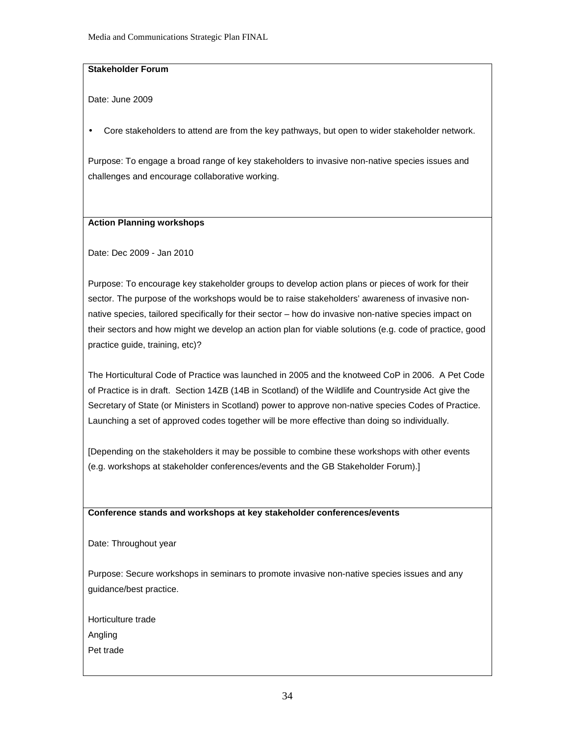**Stakeholder Forum**

Date: June 2009

- Core stakeholders to attend are from the key pathways, but open to wider stakeholder network.

Purpose: To engage a broad range of key stakeholders to invasive non-native species issues and challenges and encourage collaborative working.

**Action Planning workshops**

Date: Dec 2009 - Jan 2010

Purpose: To encourage key stakeholder groups to develop action plans or pieces of work for their sector. The purpose of the workshops would be to raise stakeholders' awareness of invasive non-native species, tailored specifically for their sector – how do invasive non-native species impact on their sectors and how might we develop an action plan for viable solutions (e.g. code of practice, good practice guide, training, etc)?

The Horticultural Code of Practice was launched in 2005 and the knotweed CoP in 2006. A Pet Code of Practice is in draft. Section 14ZB (14B in Scotland) of the Wildlife and Countryside Act give the Secretary of State (or Ministers in Scotland) power to approve non-native species Codes of Practice. Launching a set of approved codes together will be more effective than doing so individually.

[Depending on the stakeholders it may be possible to combine these workshops with other events (e.g. workshops at stakeholder conferences/events and the GB Stakeholder Forum).]

**Conference stands and workshops at key stakeholder conferences/events**

Date: Throughout year

Purpose: Secure workshops in seminars to promote invasive non-native species issues and any guidance/best practice.

Horticulture trade
Angling
Pet trade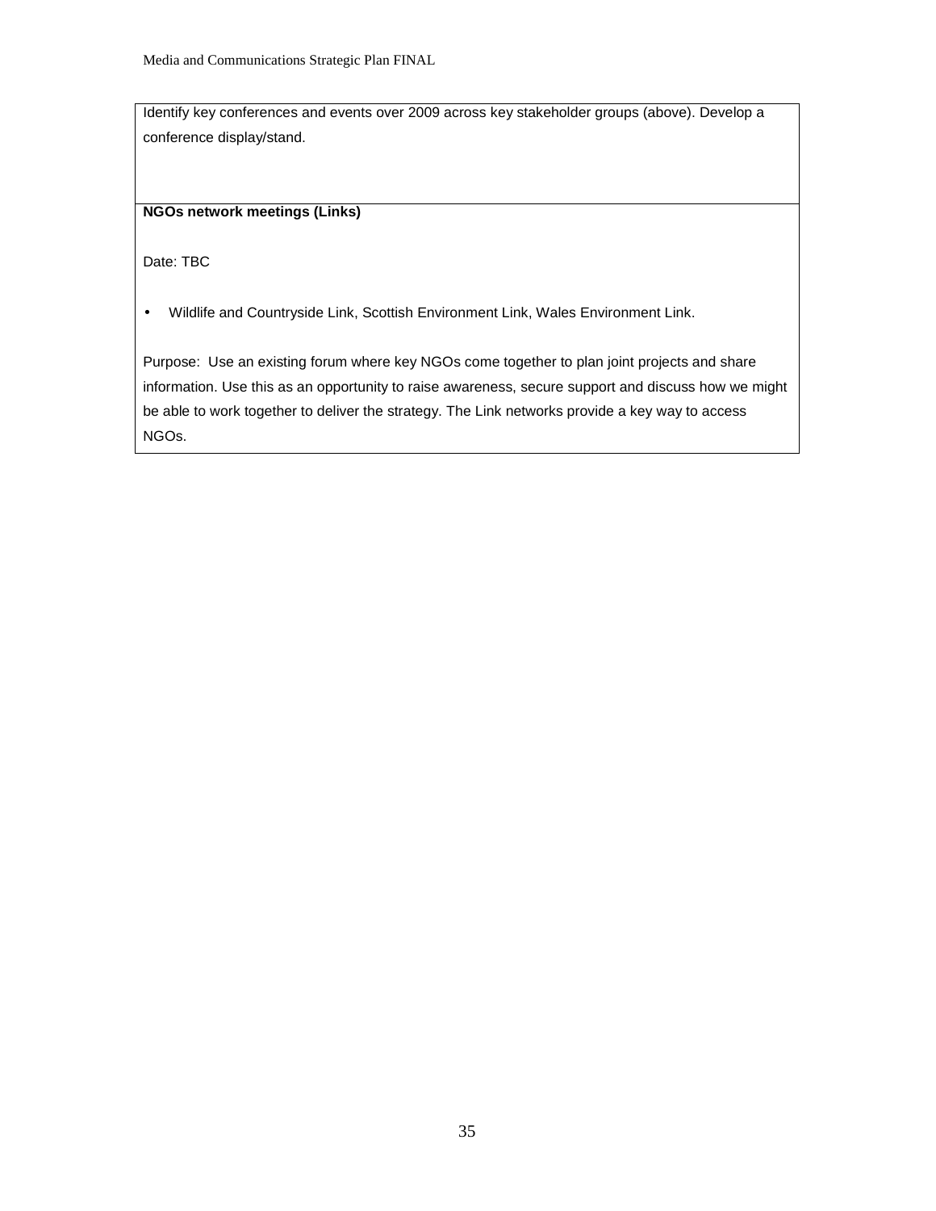| Identify key conferences and events over 2009 across key stakeholder groups (above). Develop a conference display/stand. |
| --- |
| **NGOs network meetings (Links)**<br><br>Date: TBC<br><br>• Wildlife and Countryside Link, Scottish Environment Link, Wales Environment Link.<br><br>Purpose: Use an existing forum where key NGOs come together to plan joint projects and share information. Use this as an opportunity to raise awareness, secure support and discuss how we might be able to work together to deliver the strategy. The Link networks provide a key way to access NGOs. |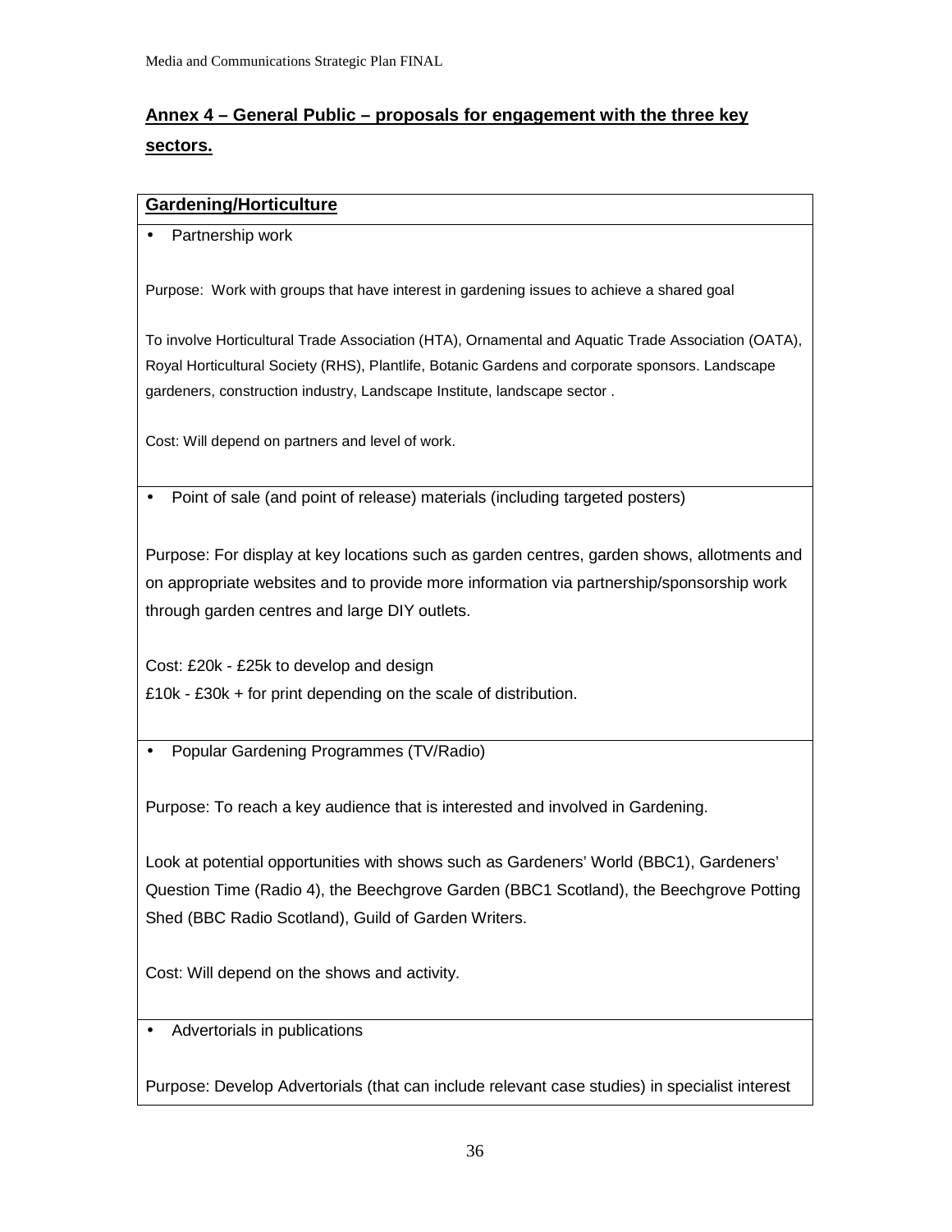## Annex 4 – General Public – proposals for engagement with the three key sectors.

| **Gardening/Horticulture** |
|---|
| • Partnership work<br><br>Purpose: Work with groups that have interest in gardening issues to achieve a shared goal<br><br>To involve Horticultural Trade Association (HTA), Ornamental and Aquatic Trade Association (OATA), Royal Horticultural Society (RHS), Plantlife, Botanic Gardens and corporate sponsors. Landscape gardeners, construction industry, Landscape Institute, landscape sector .<br><br>Cost: Will depend on partners and level of work. |
| • Point of sale (and point of release) materials (including targeted posters)<br><br>Purpose: For display at key locations such as garden centres, garden shows, allotments and on appropriate websites and to provide more information via partnership/sponsorship work through garden centres and large DIY outlets.<br><br>Cost: £20k - £25k to develop and design<br>£10k - £30k + for print depending on the scale of distribution. |
| • Popular Gardening Programmes (TV/Radio)<br><br>Purpose: To reach a key audience that is interested and involved in Gardening.<br><br>Look at potential opportunities with shows such as Gardeners' World (BBC1), Gardeners' Question Time (Radio 4), the Beechgrove Garden (BBC1 Scotland), the Beechgrove Potting Shed (BBC Radio Scotland), Guild of Garden Writers.<br><br>Cost: Will depend on the shows and activity. |
| • Advertorials in publications<br><br>Purpose: Develop Advertorials (that can include relevant case studies) in specialist interest |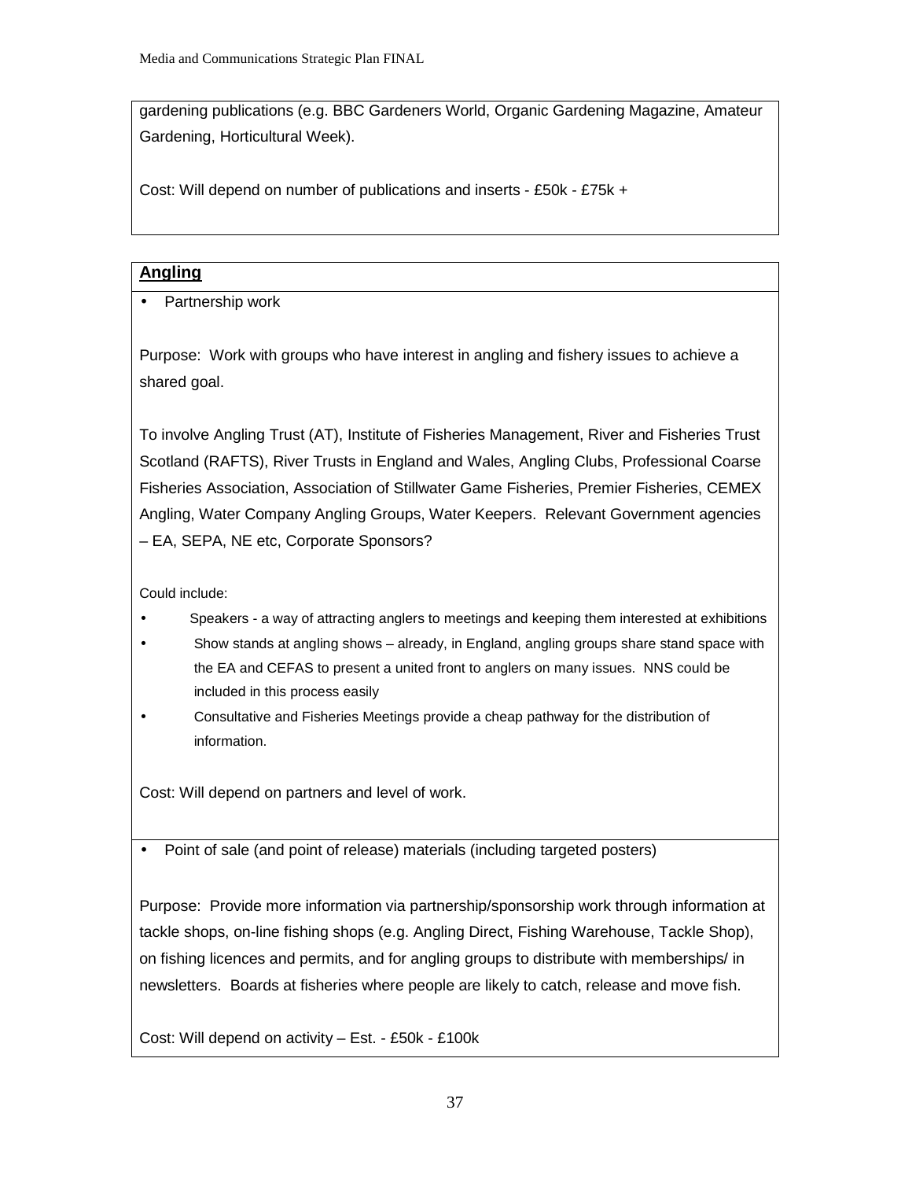gardening publications (e.g. BBC Gardeners World, Organic Gardening Magazine, Amateur Gardening, Horticultural Week).

Cost: Will depend on number of publications and inserts - £50k - £75k +

**Angling**

- Partnership work

Purpose: Work with groups who have interest in angling and fishery issues to achieve a shared goal.

To involve Angling Trust (AT), Institute of Fisheries Management, River and Fisheries Trust Scotland (RAFTS), River Trusts in England and Wales, Angling Clubs, Professional Coarse Fisheries Association, Association of Stillwater Game Fisheries, Premier Fisheries, CEMEX Angling, Water Company Angling Groups, Water Keepers. Relevant Government agencies – EA, SEPA, NE etc, Corporate Sponsors?

Could include:

- Speakers - a way of attracting anglers to meetings and keeping them interested at exhibitions
- Show stands at angling shows – already, in England, angling groups share stand space with the EA and CEFAS to present a united front to anglers on many issues. NNS could be included in this process easily
- Consultative and Fisheries Meetings provide a cheap pathway for the distribution of information.

Cost: Will depend on partners and level of work.

- Point of sale (and point of release) materials (including targeted posters)

Purpose: Provide more information via partnership/sponsorship work through information at tackle shops, on-line fishing shops (e.g. Angling Direct, Fishing Warehouse, Tackle Shop), on fishing licences and permits, and for angling groups to distribute with memberships/ in newsletters. Boards at fisheries where people are likely to catch, release and move fish.

Cost: Will depend on activity – Est. - £50k - £100k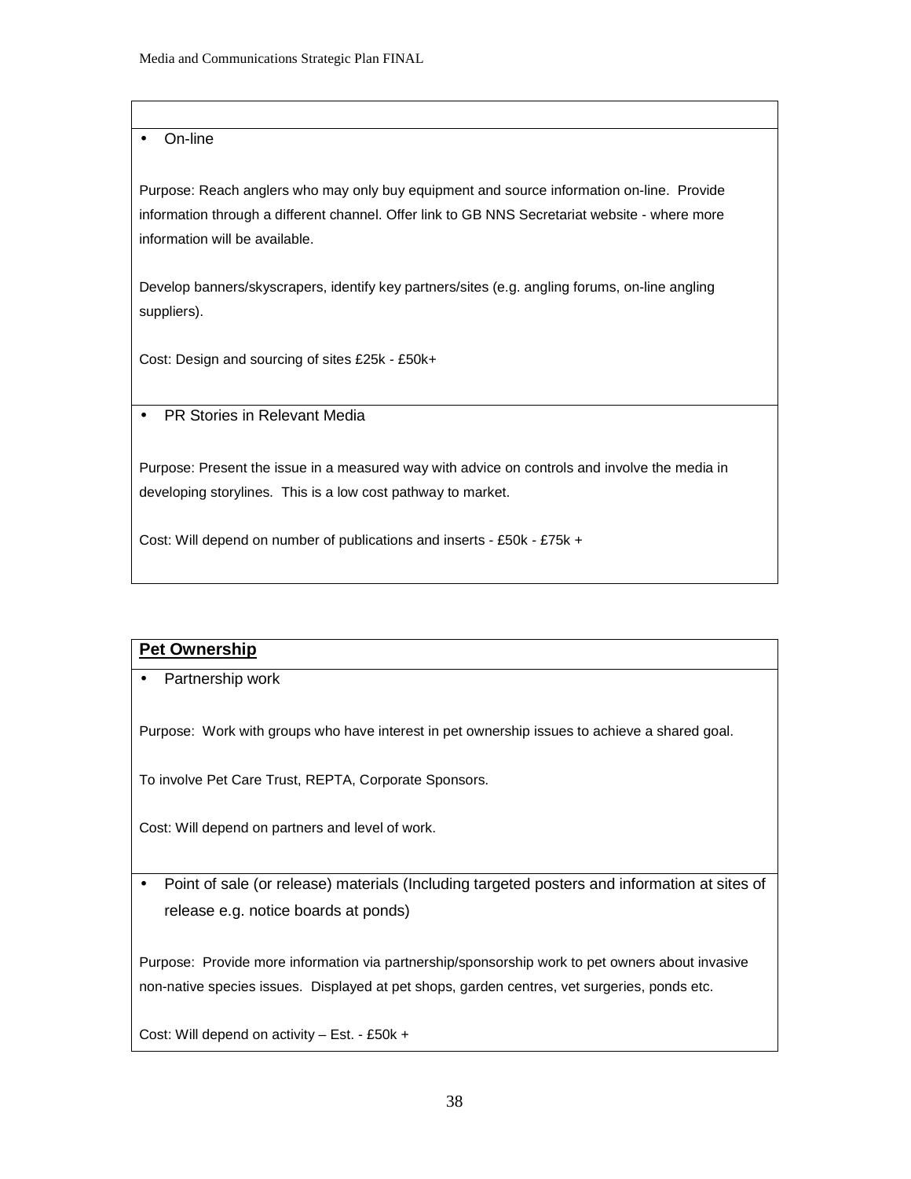- On-line

Purpose: Reach anglers who may only buy equipment and source information on-line. Provide information through a different channel. Offer link to GB NNS Secretariat website - where more information will be available.

Develop banners/skyscrapers, identify key partners/sites (e.g. angling forums, on-line angling suppliers).

Cost: Design and sourcing of sites £25k - £50k+

- PR Stories in Relevant Media

Purpose: Present the issue in a measured way with advice on controls and involve the media in developing storylines. This is a low cost pathway to market.

Cost: Will depend on number of publications and inserts - £50k - £75k +

**Pet Ownership**

- Partnership work

Purpose: Work with groups who have interest in pet ownership issues to achieve a shared goal.

To involve Pet Care Trust, REPTA, Corporate Sponsors.

Cost: Will depend on partners and level of work.

- Point of sale (or release) materials (Including targeted posters and information at sites of release e.g. notice boards at ponds)

Purpose: Provide more information via partnership/sponsorship work to pet owners about invasive non-native species issues. Displayed at pet shops, garden centres, vet surgeries, ponds etc.

Cost: Will depend on activity – Est. - £50k +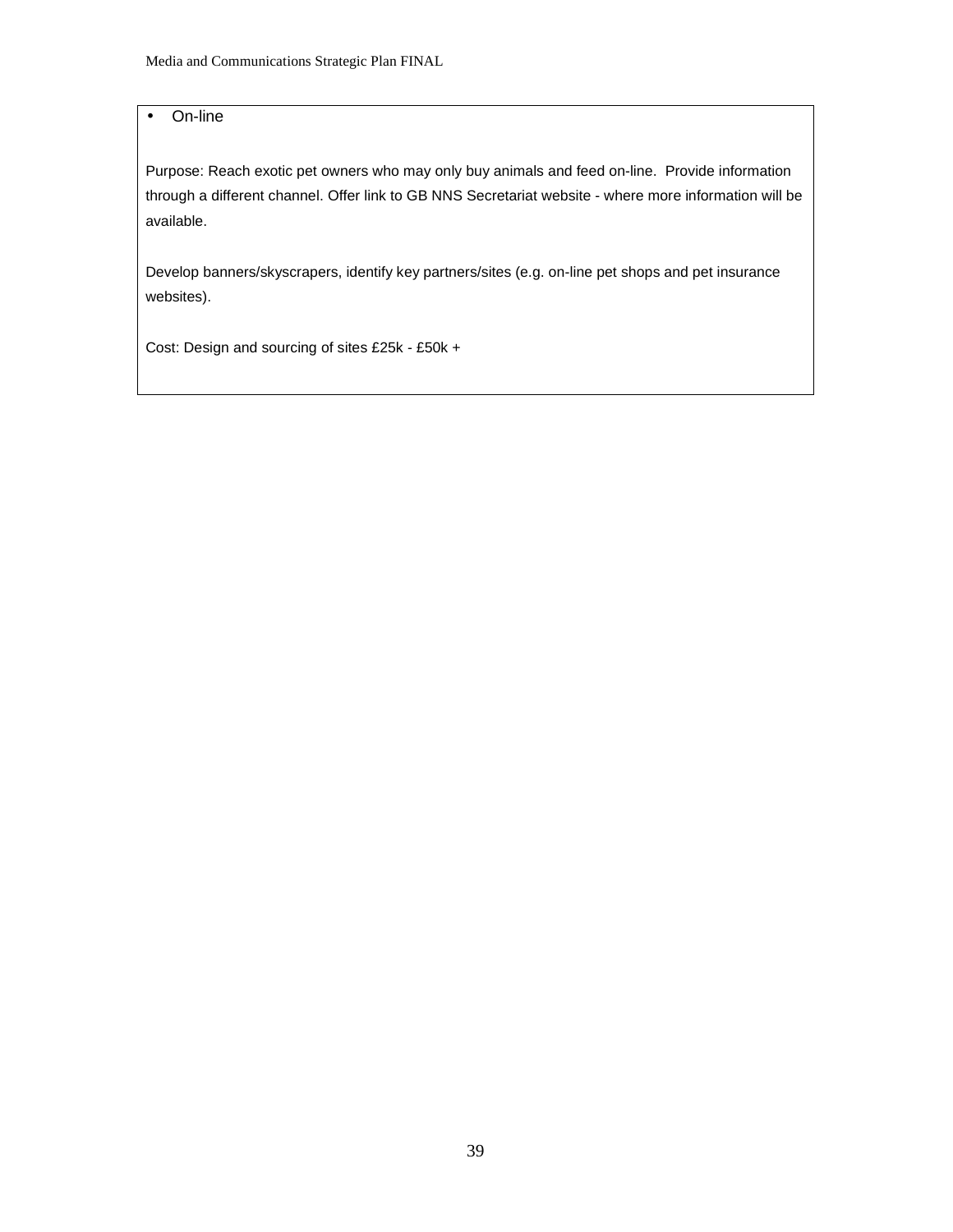- On-line

Purpose: Reach exotic pet owners who may only buy animals and feed on-line. Provide information through a different channel. Offer link to GB NNS Secretariat website - where more information will be available.

Develop banners/skyscrapers, identify key partners/sites (e.g. on-line pet shops and pet insurance websites).

Cost: Design and sourcing of sites £25k - £50k +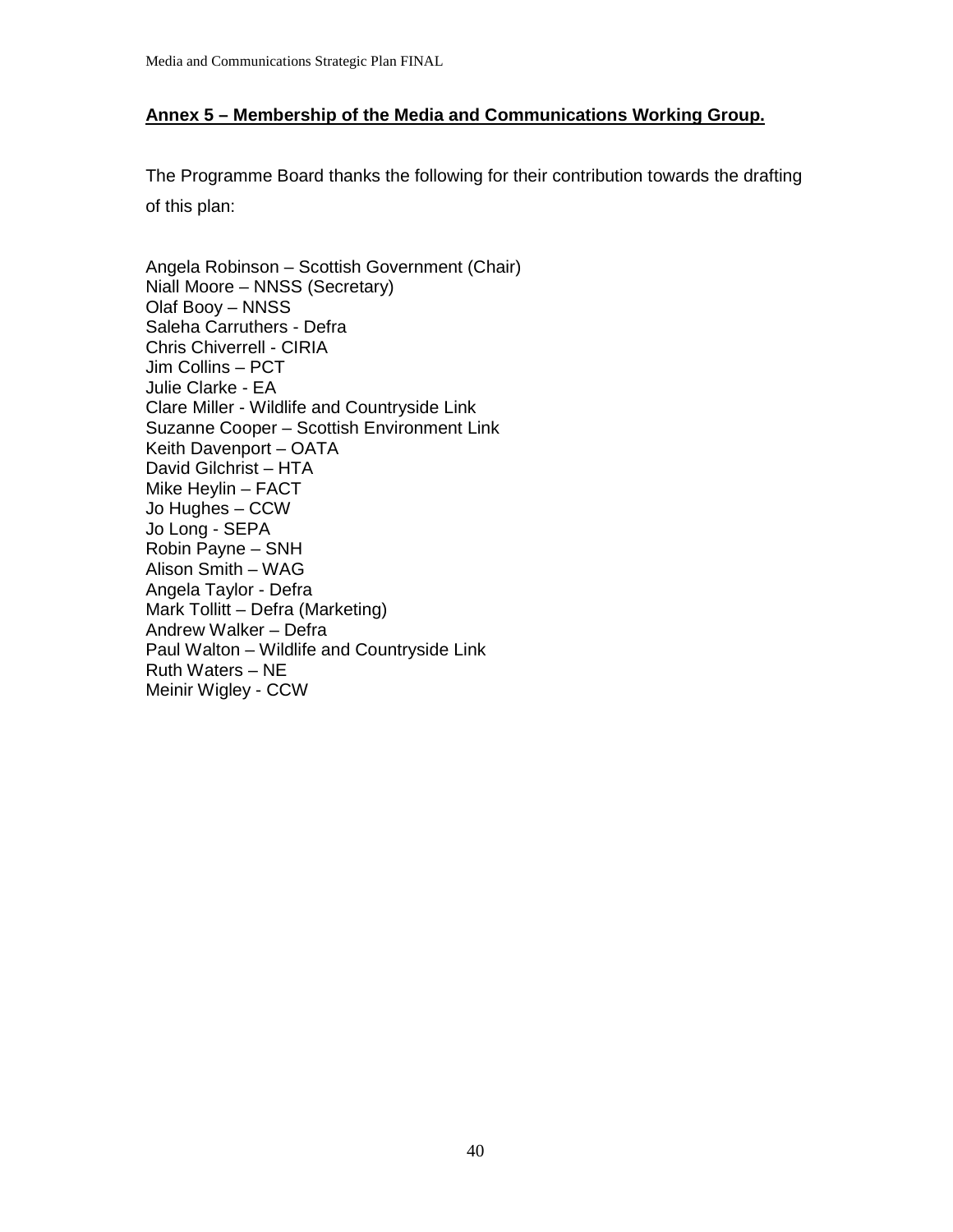## Annex 5 – Membership of the Media and Communications Working Group.

The Programme Board thanks the following for their contribution towards the drafting of this plan:

Angela Robinson – Scottish Government (Chair)  
Niall Moore – NNSS (Secretary)  
Olaf Booy – NNSS  
Saleha Carruthers - Defra  
Chris Chiverrell - CIRIA  
Jim Collins – PCT  
Julie Clarke - EA  
Clare Miller - Wildlife and Countryside Link  
Suzanne Cooper – Scottish Environment Link  
Keith Davenport – OATA  
David Gilchrist – HTA  
Mike Heylin – FACT  
Jo Hughes – CCW  
Jo Long - SEPA  
Robin Payne – SNH  
Alison Smith – WAG  
Angela Taylor - Defra  
Mark Tollitt – Defra (Marketing)  
Andrew Walker – Defra  
Paul Walton – Wildlife and Countryside Link  
Ruth Waters – NE  
Meinir Wigley - CCW